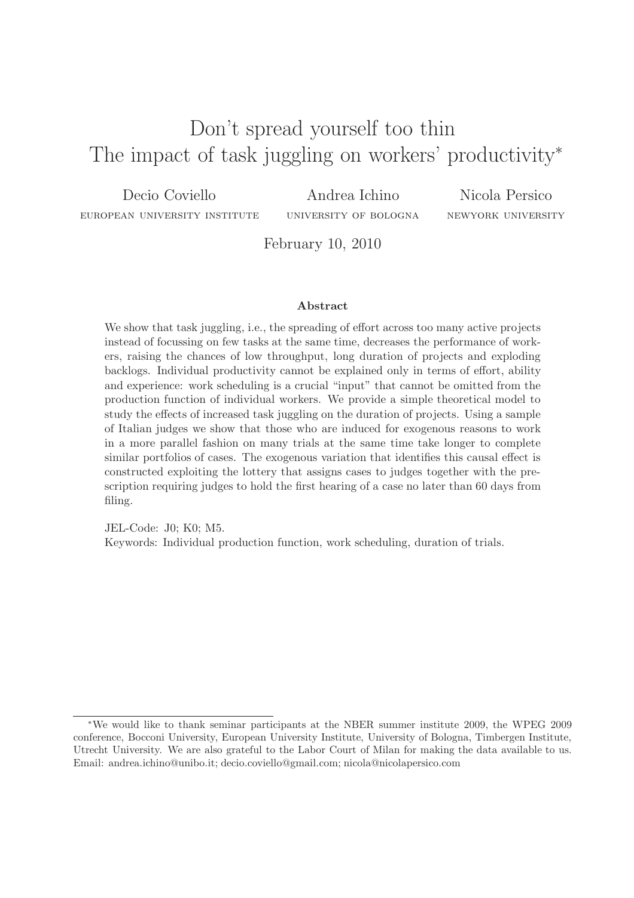# Don't spread yourself too thin
# The impact of task juggling on workers' productivity*

Decio Coviello
EUROPEAN UNIVERSITY INSTITUTE

Andrea Ichino
UNIVERSITY OF BOLOGNA

Nicola Persico
NEWYORK UNIVERSITY

February 10, 2010

### Abstract

We show that task juggling, i.e., the spreading of effort across too many active projects instead of focussing on few tasks at the same time, decreases the performance of workers, raising the chances of low throughput, long duration of projects and exploding backlogs. Individual productivity cannot be explained only in terms of effort, ability and experience: work scheduling is a crucial "input" that cannot be omitted from the production function of individual workers. We provide a simple theoretical model to study the effects of increased task juggling on the duration of projects. Using a sample of Italian judges we show that those who are induced for exogenous reasons to work in a more parallel fashion on many trials at the same time take longer to complete similar portfolios of cases. The exogenous variation that identifies this causal effect is constructed exploiting the lottery that assigns cases to judges together with the prescription requiring judges to hold the first hearing of a case no later than 60 days from filing.

JEL-Code: J0; K0; M5.
Keywords: Individual production function, work scheduling, duration of trials.

---

*We would like to thank seminar participants at the NBER summer institute 2009, the WPEG 2009 conference, Bocconi University, European University Institute, University of Bologna, Timbergen Institute, Utrecht University. We are also grateful to the Labor Court of Milan for making the data available to us. Email: andrea.ichino@unibo.it; decio.coviello@gmail.com; nicola@nicolapersico.com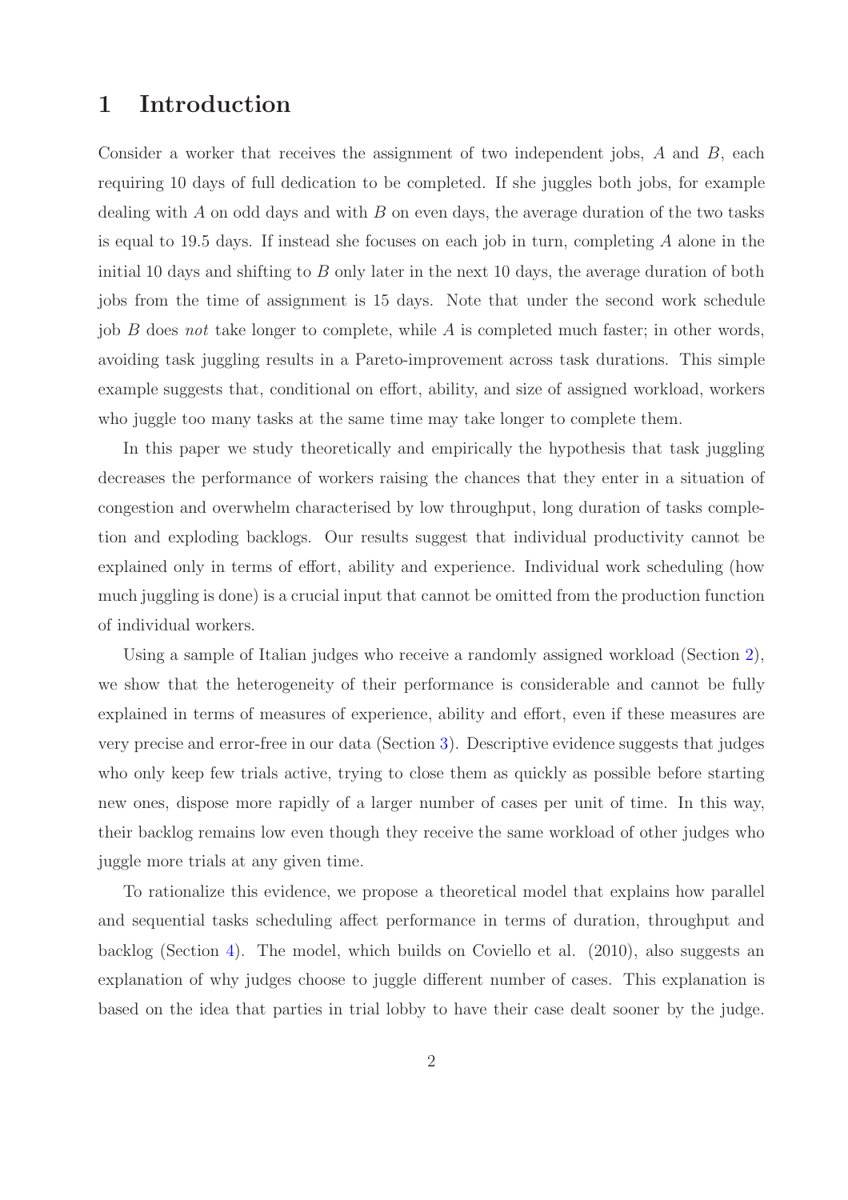# 1 Introduction

Consider a worker that receives the assignment of two independent jobs, $A$ and $B$, each requiring 10 days of full dedication to be completed. If she juggles both jobs, for example dealing with $A$ on odd days and with $B$ on even days, the average duration of the two tasks is equal to 19.5 days. If instead she focuses on each job in turn, completing $A$ alone in the initial 10 days and shifting to $B$ only later in the next 10 days, the average duration of both jobs from the time of assignment is 15 days. Note that under the second work schedule job $B$ does *not* take longer to complete, while $A$ is completed much faster; in other words, avoiding task juggling results in a Pareto-improvement across task durations. This simple example suggests that, conditional on effort, ability, and size of assigned workload, workers who juggle too many tasks at the same time may take longer to complete them.

In this paper we study theoretically and empirically the hypothesis that task juggling decreases the performance of workers raising the chances that they enter in a situation of congestion and overwhelm characterised by low throughput, long duration of tasks completion and exploding backlogs. Our results suggest that individual productivity cannot be explained only in terms of effort, ability and experience. Individual work scheduling (how much juggling is done) is a crucial input that cannot be omitted from the production function of individual workers.

Using a sample of Italian judges who receive a randomly assigned workload (Section 2), we show that the heterogeneity of their performance is considerable and cannot be fully explained in terms of measures of experience, ability and effort, even if these measures are very precise and error-free in our data (Section 3). Descriptive evidence suggests that judges who only keep few trials active, trying to close them as quickly as possible before starting new ones, dispose more rapidly of a larger number of cases per unit of time. In this way, their backlog remains low even though they receive the same workload of other judges who juggle more trials at any given time.

To rationalize this evidence, we propose a theoretical model that explains how parallel and sequential tasks scheduling affect performance in terms of duration, throughput and backlog (Section 4). The model, which builds on Coviello et al. (2010), also suggests an explanation of why judges choose to juggle different number of cases. This explanation is based on the idea that parties in trial lobby to have their case dealt sooner by the judge.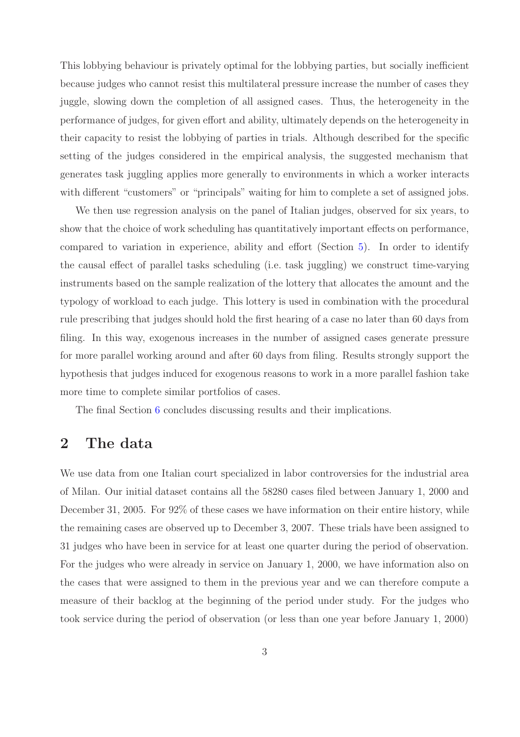This lobbying behaviour is privately optimal for the lobbying parties, but socially inefficient because judges who cannot resist this multilateral pressure increase the number of cases they juggle, slowing down the completion of all assigned cases. Thus, the heterogeneity in the performance of judges, for given effort and ability, ultimately depends on the heterogeneity in their capacity to resist the lobbying of parties in trials. Although described for the specific setting of the judges considered in the empirical analysis, the suggested mechanism that generates task juggling applies more generally to environments in which a worker interacts with different "customers" or "principals" waiting for him to complete a set of assigned jobs.

We then use regression analysis on the panel of Italian judges, observed for six years, to show that the choice of work scheduling has quantitatively important effects on performance, compared to variation in experience, ability and effort (Section 5). In order to identify the causal effect of parallel tasks scheduling (i.e. task juggling) we construct time-varying instruments based on the sample realization of the lottery that allocates the amount and the typology of workload to each judge. This lottery is used in combination with the procedural rule prescribing that judges should hold the first hearing of a case no later than 60 days from filing. In this way, exogenous increases in the number of assigned cases generate pressure for more parallel working around and after 60 days from filing. Results strongly support the hypothesis that judges induced for exogenous reasons to work in a more parallel fashion take more time to complete similar portfolios of cases.

The final Section 6 concludes discussing results and their implications.

## 2 The data

We use data from one Italian court specialized in labor controversies for the industrial area of Milan. Our initial dataset contains all the 58280 cases filed between January 1, 2000 and December 31, 2005. For 92% of these cases we have information on their entire history, while the remaining cases are observed up to December 3, 2007. These trials have been assigned to 31 judges who have been in service for at least one quarter during the period of observation. For the judges who were already in service on January 1, 2000, we have information also on the cases that were assigned to them in the previous year and we can therefore compute a measure of their backlog at the beginning of the period under study. For the judges who took service during the period of observation (or less than one year before January 1, 2000)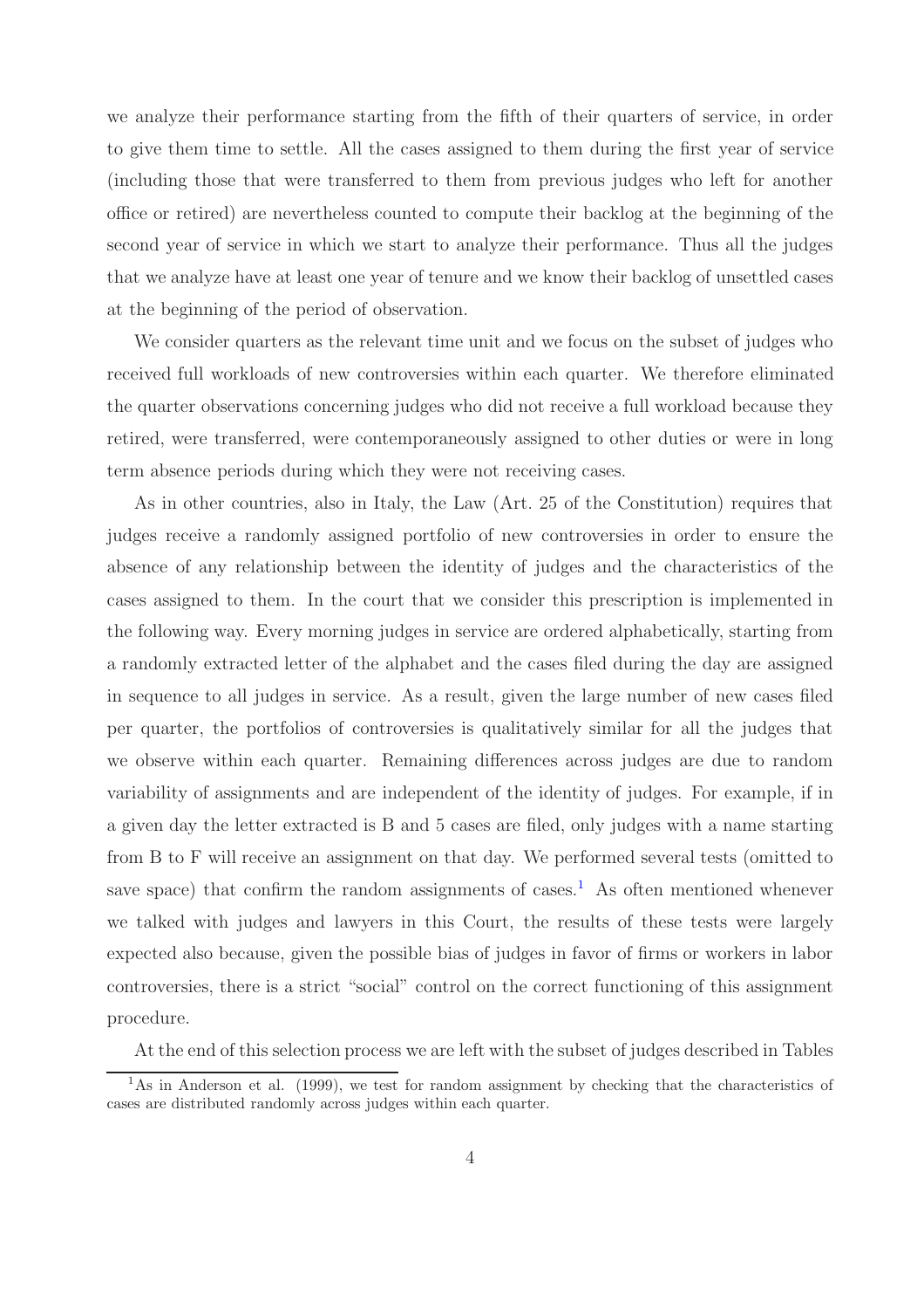we analyze their performance starting from the fifth of their quarters of service, in order to give them time to settle. All the cases assigned to them during the first year of service (including those that were transferred to them from previous judges who left for another office or retired) are nevertheless counted to compute their backlog at the beginning of the second year of service in which we start to analyze their performance. Thus all the judges that we analyze have at least one year of tenure and we know their backlog of unsettled cases at the beginning of the period of observation.

We consider quarters as the relevant time unit and we focus on the subset of judges who received full workloads of new controversies within each quarter. We therefore eliminated the quarter observations concerning judges who did not receive a full workload because they retired, were transferred, were contemporaneously assigned to other duties or were in long term absence periods during which they were not receiving cases.

As in other countries, also in Italy, the Law (Art. 25 of the Constitution) requires that judges receive a randomly assigned portfolio of new controversies in order to ensure the absence of any relationship between the identity of judges and the characteristics of the cases assigned to them. In the court that we consider this prescription is implemented in the following way. Every morning judges in service are ordered alphabetically, starting from a randomly extracted letter of the alphabet and the cases filed during the day are assigned in sequence to all judges in service. As a result, given the large number of new cases filed per quarter, the portfolios of controversies is qualitatively similar for all the judges that we observe within each quarter. Remaining differences across judges are due to random variability of assignments and are independent of the identity of judges. For example, if in a given day the letter extracted is B and 5 cases are filed, only judges with a name starting from B to F will receive an assignment on that day. We performed several tests (omitted to save space) that confirm the random assignments of cases.[1] As often mentioned whenever we talked with judges and lawyers in this Court, the results of these tests were largely expected also because, given the possible bias of judges in favor of firms or workers in labor controversies, there is a strict "social" control on the correct functioning of this assignment procedure.

At the end of this selection process we are left with the subset of judges described in Tables

[1] As in Anderson et al. (1999), we test for random assignment by checking that the characteristics of cases are distributed randomly across judges within each quarter.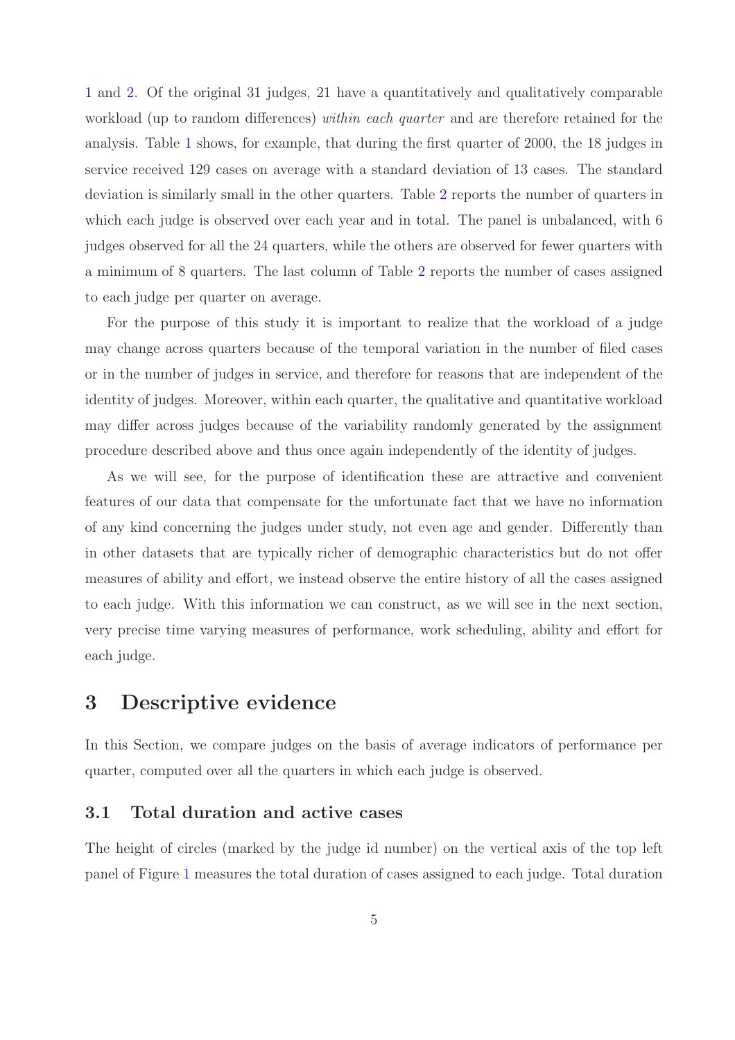1 and 2. Of the original 31 judges, 21 have a quantitatively and qualitatively comparable workload (up to random differences) *within each quarter* and are therefore retained for the analysis. Table 1 shows, for example, that during the first quarter of 2000, the 18 judges in service received 129 cases on average with a standard deviation of 13 cases. The standard deviation is similarly small in the other quarters. Table 2 reports the number of quarters in which each judge is observed over each year and in total. The panel is unbalanced, with 6 judges observed for all the 24 quarters, while the others are observed for fewer quarters with a minimum of 8 quarters. The last column of Table 2 reports the number of cases assigned to each judge per quarter on average.

For the purpose of this study it is important to realize that the workload of a judge may change across quarters because of the temporal variation in the number of filed cases or in the number of judges in service, and therefore for reasons that are independent of the identity of judges. Moreover, within each quarter, the qualitative and quantitative workload may differ across judges because of the variability randomly generated by the assignment procedure described above and thus once again independently of the identity of judges.

As we will see, for the purpose of identification these are attractive and convenient features of our data that compensate for the unfortunate fact that we have no information of any kind concerning the judges under study, not even age and gender. Differently than in other datasets that are typically richer of demographic characteristics but do not offer measures of ability and effort, we instead observe the entire history of all the cases assigned to each judge. With this information we can construct, as we will see in the next section, very precise time varying measures of performance, work scheduling, ability and effort for each judge.

# 3 Descriptive evidence

In this Section, we compare judges on the basis of average indicators of performance per quarter, computed over all the quarters in which each judge is observed.

## 3.1 Total duration and active cases

The height of circles (marked by the judge id number) on the vertical axis of the top left panel of Figure 1 measures the total duration of cases assigned to each judge. Total duration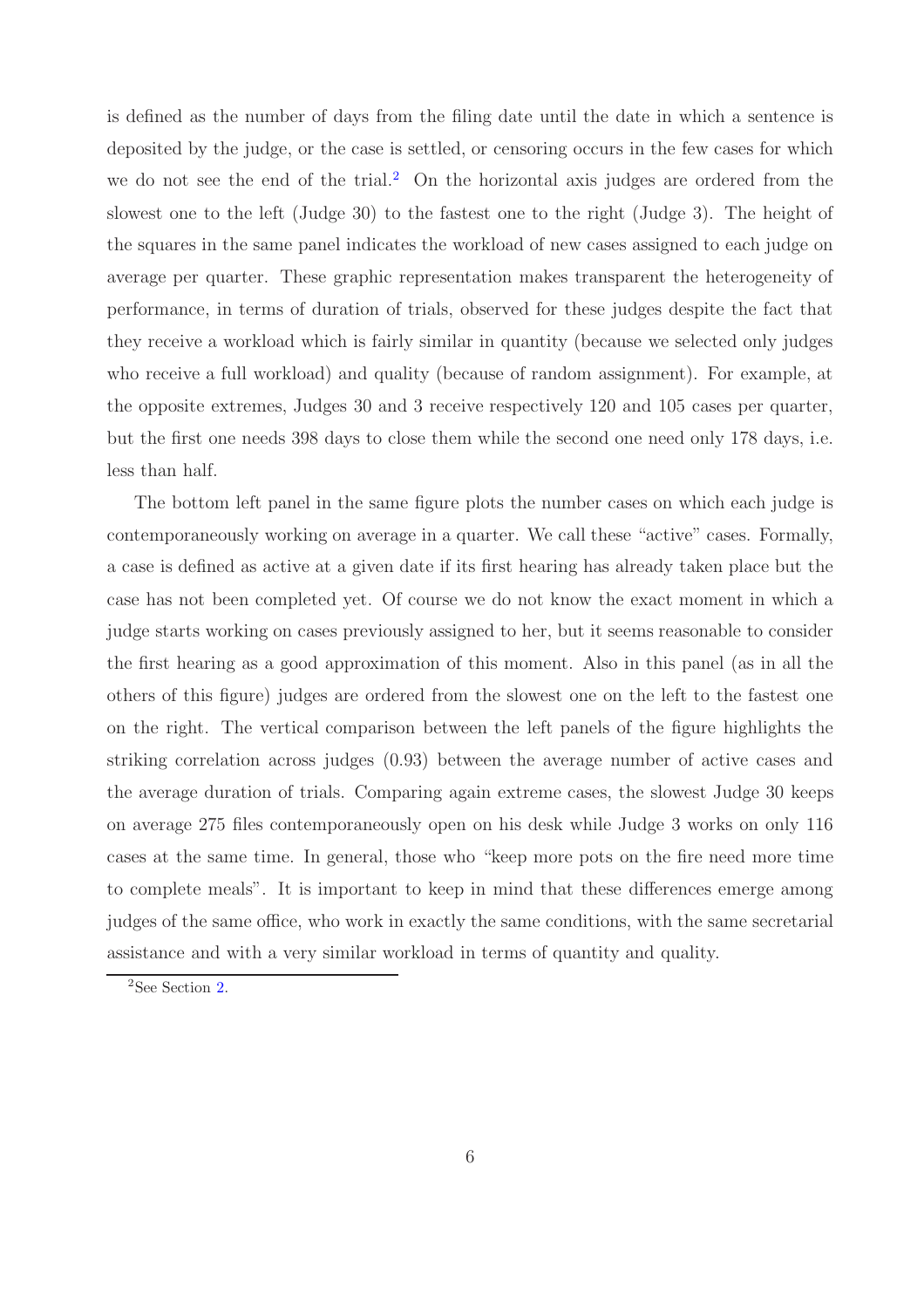is defined as the number of days from the filing date until the date in which a sentence is deposited by the judge, or the case is settled, or censoring occurs in the few cases for which we do not see the end of the trial.[2] On the horizontal axis judges are ordered from the slowest one to the left (Judge 30) to the fastest one to the right (Judge 3). The height of the squares in the same panel indicates the workload of new cases assigned to each judge on average per quarter. These graphic representation makes transparent the heterogeneity of performance, in terms of duration of trials, observed for these judges despite the fact that they receive a workload which is fairly similar in quantity (because we selected only judges who receive a full workload) and quality (because of random assignment). For example, at the opposite extremes, Judges 30 and 3 receive respectively 120 and 105 cases per quarter, but the first one needs 398 days to close them while the second one need only 178 days, i.e. less than half.

The bottom left panel in the same figure plots the number cases on which each judge is contemporaneously working on average in a quarter. We call these "active" cases. Formally, a case is defined as active at a given date if its first hearing has already taken place but the case has not been completed yet. Of course we do not know the exact moment in which a judge starts working on cases previously assigned to her, but it seems reasonable to consider the first hearing as a good approximation of this moment. Also in this panel (as in all the others of this figure) judges are ordered from the slowest one on the left to the fastest one on the right. The vertical comparison between the left panels of the figure highlights the striking correlation across judges (0.93) between the average number of active cases and the average duration of trials. Comparing again extreme cases, the slowest Judge 30 keeps on average 275 files contemporaneously open on his desk while Judge 3 works on only 116 cases at the same time. In general, those who "keep more pots on the fire need more time to complete meals". It is important to keep in mind that these differences emerge among judges of the same office, who work in exactly the same conditions, with the same secretarial assistance and with a very similar workload in terms of quantity and quality.

[2] See Section 2.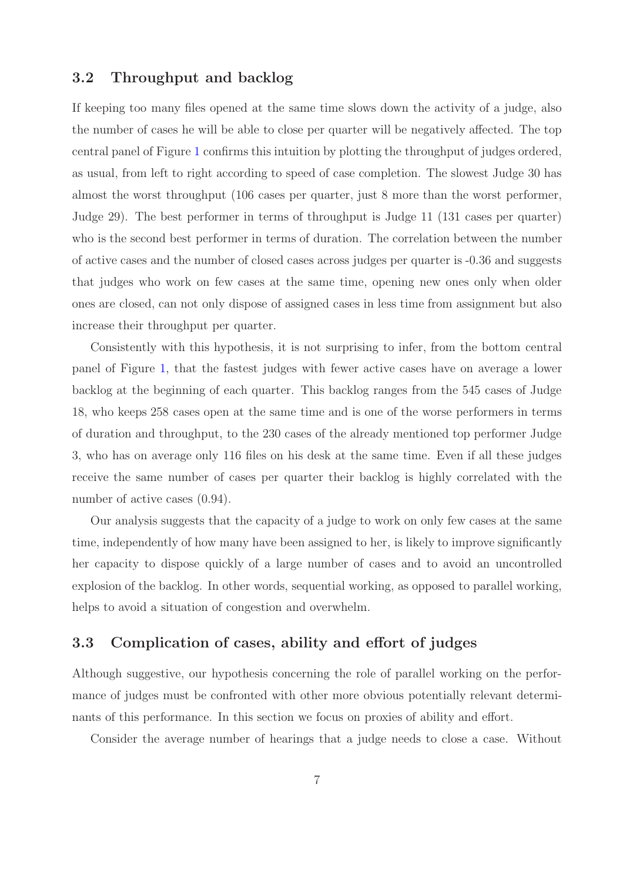### 3.2 Throughput and backlog

If keeping too many files opened at the same time slows down the activity of a judge, also the number of cases he will be able to close per quarter will be negatively affected. The top central panel of Figure 1 confirms this intuition by plotting the throughput of judges ordered, as usual, from left to right according to speed of case completion. The slowest Judge 30 has almost the worst throughput (106 cases per quarter, just 8 more than the worst performer, Judge 29). The best performer in terms of throughput is Judge 11 (131 cases per quarter) who is the second best performer in terms of duration. The correlation between the number of active cases and the number of closed cases across judges per quarter is -0.36 and suggests that judges who work on few cases at the same time, opening new ones only when older ones are closed, can not only dispose of assigned cases in less time from assignment but also increase their throughput per quarter.

Consistently with this hypothesis, it is not surprising to infer, from the bottom central panel of Figure 1, that the fastest judges with fewer active cases have on average a lower backlog at the beginning of each quarter. This backlog ranges from the 545 cases of Judge 18, who keeps 258 cases open at the same time and is one of the worse performers in terms of duration and throughput, to the 230 cases of the already mentioned top performer Judge 3, who has on average only 116 files on his desk at the same time. Even if all these judges receive the same number of cases per quarter their backlog is highly correlated with the number of active cases (0.94).

Our analysis suggests that the capacity of a judge to work on only few cases at the same time, independently of how many have been assigned to her, is likely to improve significantly her capacity to dispose quickly of a large number of cases and to avoid an uncontrolled explosion of the backlog. In other words, sequential working, as opposed to parallel working, helps to avoid a situation of congestion and overwhelm.

### 3.3 Complication of cases, ability and effort of judges

Although suggestive, our hypothesis concerning the role of parallel working on the performance of judges must be confronted with other more obvious potentially relevant determinants of this performance. In this section we focus on proxies of ability and effort.

Consider the average number of hearings that a judge needs to close a case. Without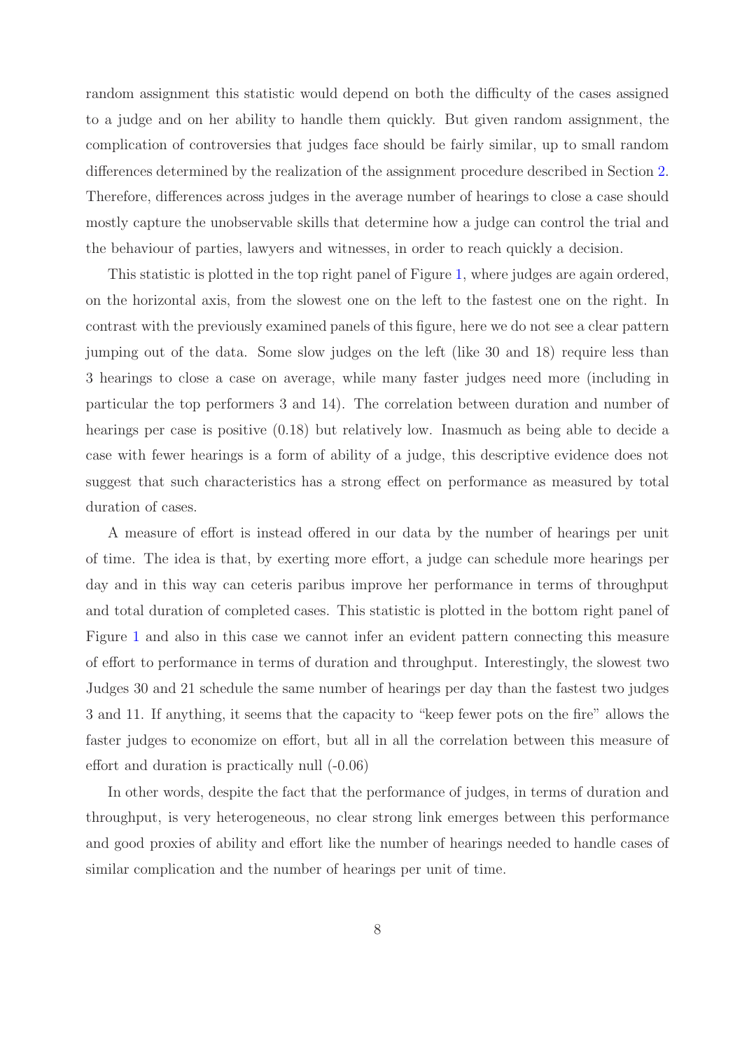random assignment this statistic would depend on both the difficulty of the cases assigned to a judge and on her ability to handle them quickly. But given random assignment, the complication of controversies that judges face should be fairly similar, up to small random differences determined by the realization of the assignment procedure described in Section 2. Therefore, differences across judges in the average number of hearings to close a case should mostly capture the unobservable skills that determine how a judge can control the trial and the behaviour of parties, lawyers and witnesses, in order to reach quickly a decision.

This statistic is plotted in the top right panel of Figure 1, where judges are again ordered, on the horizontal axis, from the slowest one on the left to the fastest one on the right. In contrast with the previously examined panels of this figure, here we do not see a clear pattern jumping out of the data. Some slow judges on the left (like 30 and 18) require less than 3 hearings to close a case on average, while many faster judges need more (including in particular the top performers 3 and 14). The correlation between duration and number of hearings per case is positive (0.18) but relatively low. Inasmuch as being able to decide a case with fewer hearings is a form of ability of a judge, this descriptive evidence does not suggest that such characteristics has a strong effect on performance as measured by total duration of cases.

A measure of effort is instead offered in our data by the number of hearings per unit of time. The idea is that, by exerting more effort, a judge can schedule more hearings per day and in this way can ceteris paribus improve her performance in terms of throughput and total duration of completed cases. This statistic is plotted in the bottom right panel of Figure 1 and also in this case we cannot infer an evident pattern connecting this measure of effort to performance in terms of duration and throughput. Interestingly, the slowest two Judges 30 and 21 schedule the same number of hearings per day than the fastest two judges 3 and 11. If anything, it seems that the capacity to "keep fewer pots on the fire" allows the faster judges to economize on effort, but all in all the correlation between this measure of effort and duration is practically null (-0.06)

In other words, despite the fact that the performance of judges, in terms of duration and throughput, is very heterogeneous, no clear strong link emerges between this performance and good proxies of ability and effort like the number of hearings needed to handle cases of similar complication and the number of hearings per unit of time.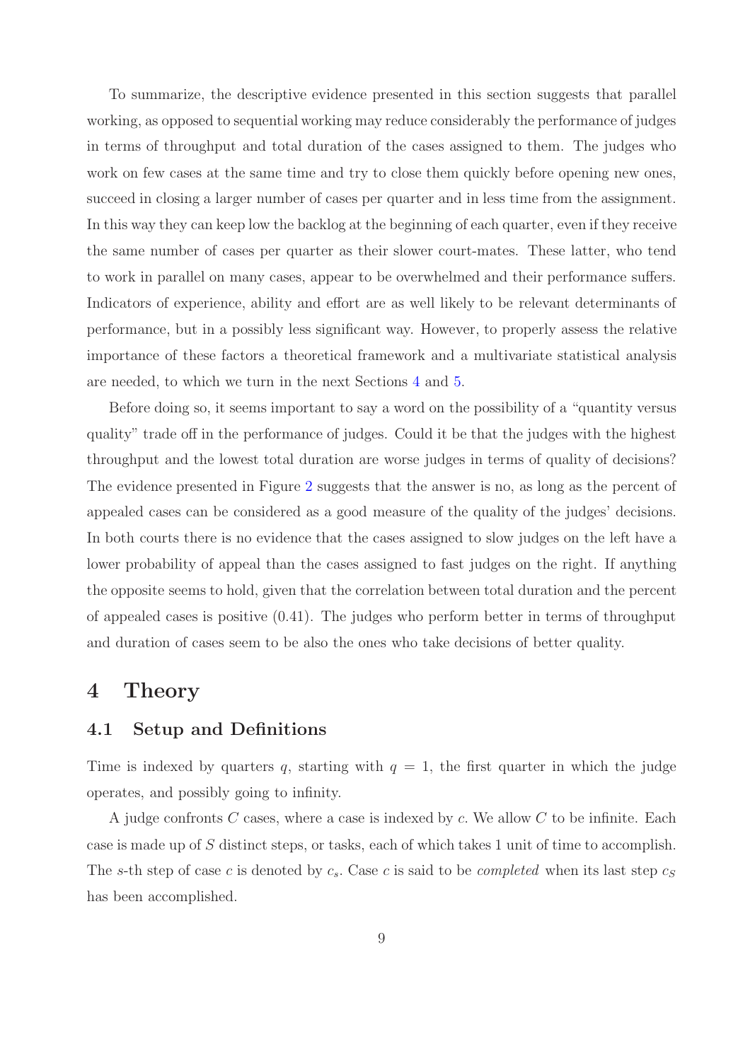To summarize, the descriptive evidence presented in this section suggests that parallel working, as opposed to sequential working may reduce considerably the performance of judges in terms of throughput and total duration of the cases assigned to them. The judges who work on few cases at the same time and try to close them quickly before opening new ones, succeed in closing a larger number of cases per quarter and in less time from the assignment. In this way they can keep low the backlog at the beginning of each quarter, even if they receive the same number of cases per quarter as their slower court-mates. These latter, who tend to work in parallel on many cases, appear to be overwhelmed and their performance suffers. Indicators of experience, ability and effort are as well likely to be relevant determinants of performance, but in a possibly less significant way. However, to properly assess the relative importance of these factors a theoretical framework and a multivariate statistical analysis are needed, to which we turn in the next Sections 4 and 5.

Before doing so, it seems important to say a word on the possibility of a "quantity versus quality" trade off in the performance of judges. Could it be that the judges with the highest throughput and the lowest total duration are worse judges in terms of quality of decisions? The evidence presented in Figure 2 suggests that the answer is no, as long as the percent of appealed cases can be considered as a good measure of the quality of the judges' decisions. In both courts there is no evidence that the cases assigned to slow judges on the left have a lower probability of appeal than the cases assigned to fast judges on the right. If anything the opposite seems to hold, given that the correlation between total duration and the percent of appealed cases is positive (0.41). The judges who perform better in terms of throughput and duration of cases seem to be also the ones who take decisions of better quality.

# 4 Theory

## 4.1 Setup and Definitions

Time is indexed by quarters $q$, starting with $q = 1$, the first quarter in which the judge operates, and possibly going to infinity.

A judge confronts $C$ cases, where a case is indexed by $c$. We allow $C$ to be infinite. Each case is made up of $S$ distinct steps, or tasks, each of which takes 1 unit of time to accomplish. The $s$-th step of case $c$ is denoted by $c_s$. Case $c$ is said to be *completed* when its last step $c_S$ has been accomplished.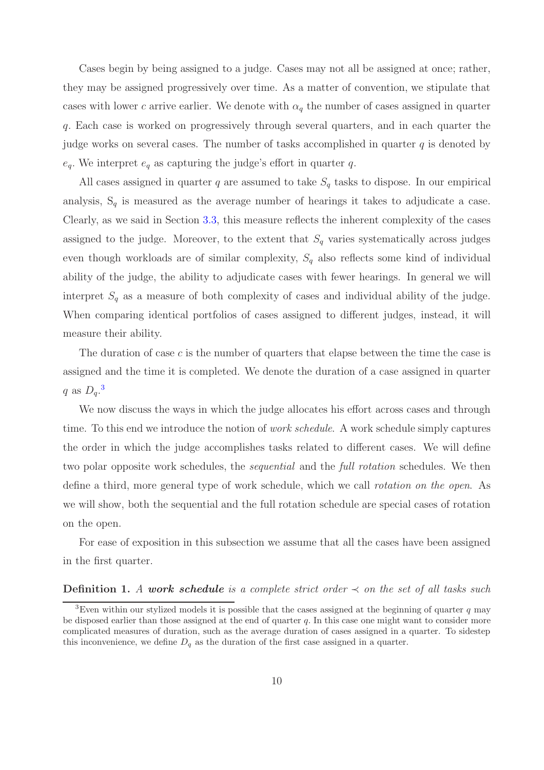Cases begin by being assigned to a judge. Cases may not all be assigned at once; rather, they may be assigned progressively over time. As a matter of convention, we stipulate that cases with lower $c$ arrive earlier. We denote with $\alpha_q$ the number of cases assigned in quarter $q$. Each case is worked on progressively through several quarters, and in each quarter the judge works on several cases. The number of tasks accomplished in quarter $q$ is denoted by $e_q$. We interpret $e_q$ as capturing the judge's effort in quarter $q$.

All cases assigned in quarter $q$ are assumed to take $S_q$ tasks to dispose. In our empirical analysis, $S_q$ is measured as the average number of hearings it takes to adjudicate a case. Clearly, as we said in Section 3.3, this measure reflects the inherent complexity of the cases assigned to the judge. Moreover, to the extent that $S_q$ varies systematically across judges even though workloads are of similar complexity, $S_q$ also reflects some kind of individual ability of the judge, the ability to adjudicate cases with fewer hearings. In general we will interpret $S_q$ as a measure of both complexity of cases and individual ability of the judge. When comparing identical portfolios of cases assigned to different judges, instead, it will measure their ability.

The duration of case $c$ is the number of quarters that elapse between the time the case is assigned and the time it is completed. We denote the duration of a case assigned in quarter $q$ as $D_q$.[3]

We now discuss the ways in which the judge allocates his effort across cases and through time. To this end we introduce the notion of *work schedule*. A work schedule simply captures the order in which the judge accomplishes tasks related to different cases. We will define two polar opposite work schedules, the *sequential* and the *full rotation* schedules. We then define a third, more general type of work schedule, which we call *rotation on the open*. As we will show, both the sequential and the full rotation schedule are special cases of rotation on the open.

For ease of exposition in this subsection we assume that all the cases have been assigned in the first quarter.

**Definition 1.** *A* ***work schedule*** *is a complete strict order $\prec$ on the set of all tasks such*

[3] Even within our stylized models it is possible that the cases assigned at the beginning of quarter $q$ may be disposed earlier than those assigned at the end of quarter $q$. In this case one might want to consider more complicated measures of duration, such as the average duration of cases assigned in a quarter. To sidestep this inconvenience, we define $D_q$ as the duration of the first case assigned in a quarter.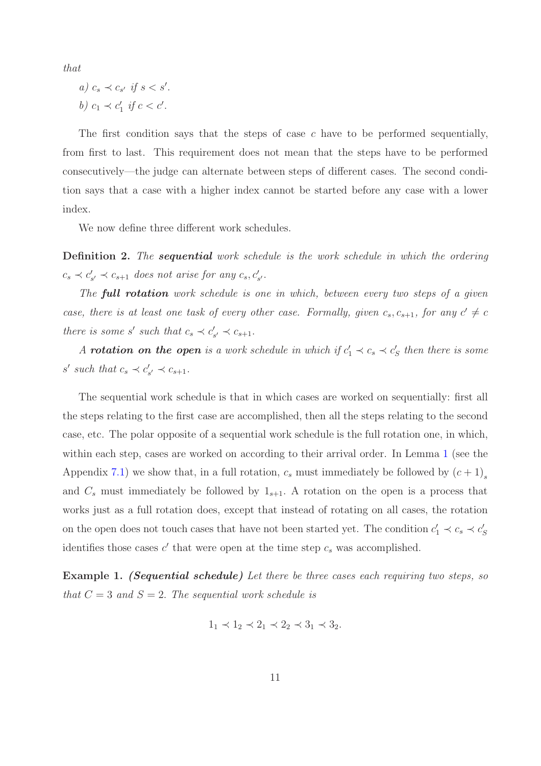*that*

*a)* $c_s \prec c_{s'}$ *if* $s < s'$.

*b)* $c_1 \prec c'_1$ *if* $c < c'$.

The first condition says that the steps of case $c$ have to be performed sequentially, from first to last. This requirement does not mean that the steps have to be performed consecutively—the judge can alternate between steps of different cases. The second condition says that a case with a higher index cannot be started before any case with a lower index.

We now define three different work schedules.

**Definition 2.** *The* ***sequential*** *work schedule is the work schedule in which the ordering* $c_s \prec c'_{s'} \prec c_{s+1}$ *does not arise for any* $c_s, c'_{s'}$.

*The* ***full rotation*** *work schedule is one in which, between every two steps of a given case, there is at least one task of every other case. Formally, given* $c_s, c_{s+1}$*, for any* $c' \neq c$ *there is some* $s'$ *such that* $c_s \prec c'_{s'} \prec c_{s+1}$.

*A* ***rotation on the open*** *is a work schedule in which if* $c'_1 \prec c_s \prec c'_S$ *then there is some* $s'$ *such that* $c_s \prec c'_{s'} \prec c_{s+1}$.

The sequential work schedule is that in which cases are worked on sequentially: first all the steps relating to the first case are accomplished, then all the steps relating to the second case, etc. The polar opposite of a sequential work schedule is the full rotation one, in which, within each step, cases are worked on according to their arrival order. In Lemma 1 (see the Appendix 7.1) we show that, in a full rotation, $c_s$ must immediately be followed by $(c+1)_s$ and $C_s$ must immediately be followed by $1_{s+1}$. A rotation on the open is a process that works just as a full rotation does, except that instead of rotating on all cases, the rotation on the open does not touch cases that have not been started yet. The condition $c'_1 \prec c_s \prec c'_S$ identifies those cases $c'$ that were open at the time step $c_s$ was accomplished.

**Example 1.** ***(Sequential schedule)*** *Let there be three cases each requiring two steps, so that* $C = 3$ *and* $S = 2$*. The sequential work schedule is*

$$1_1 \prec 1_2 \prec 2_1 \prec 2_2 \prec 3_1 \prec 3_2.$$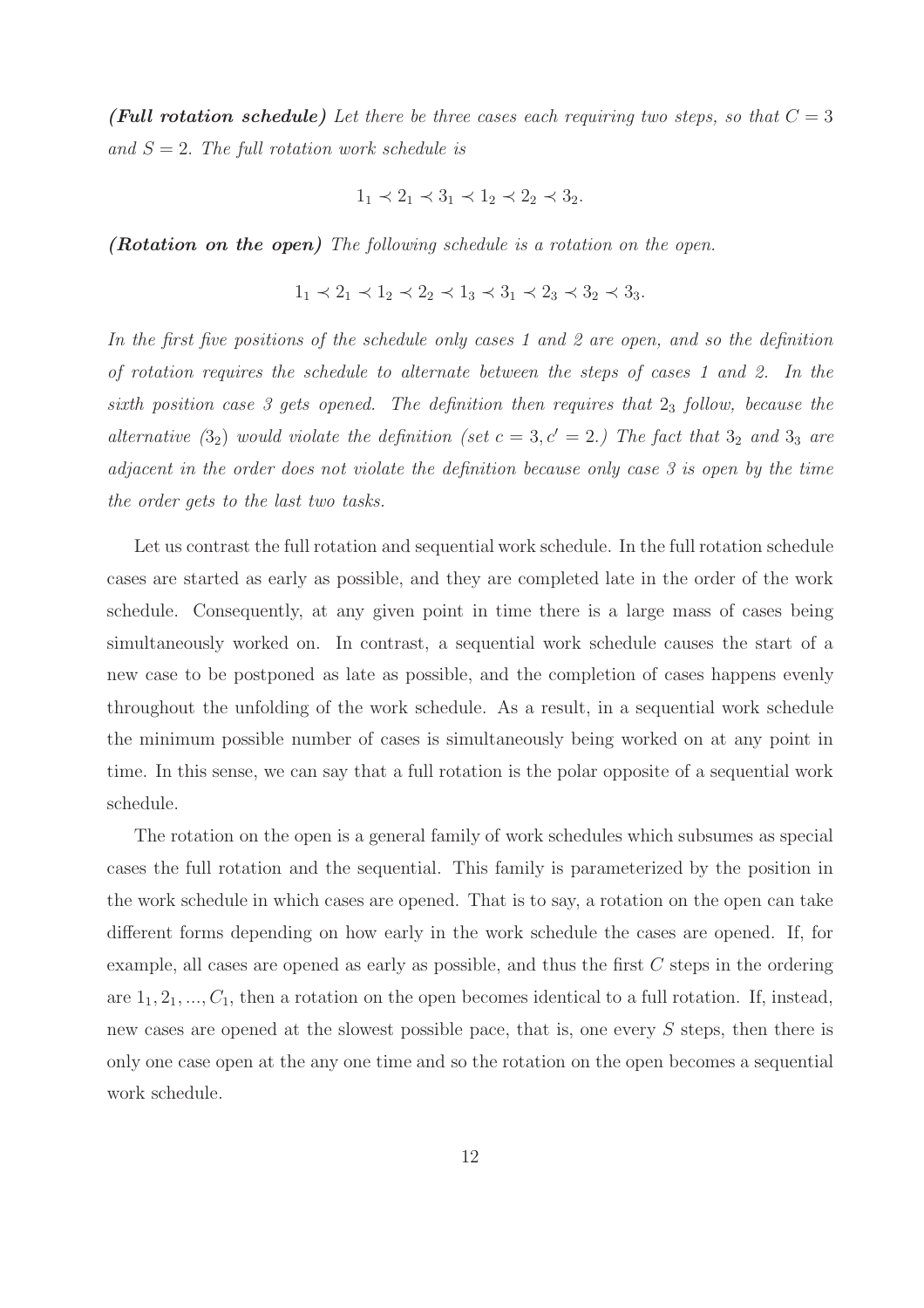***(Full rotation schedule)*** *Let there be three cases each requiring two steps, so that $C = 3$ and $S = 2$. The full rotation work schedule is*

$$1_1 \prec 2_1 \prec 3_1 \prec 1_2 \prec 2_2 \prec 3_2.$$

***(Rotation on the open)*** *The following schedule is a rotation on the open.*

$$1_1 \prec 2_1 \prec 1_2 \prec 2_2 \prec 1_3 \prec 3_1 \prec 2_3 \prec 3_2 \prec 3_3.$$

*In the first five positions of the schedule only cases 1 and 2 are open, and so the definition of rotation requires the schedule to alternate between the steps of cases 1 and 2. In the sixth position case 3 gets opened. The definition then requires that $2_3$ follow, because the alternative ($3_2$) would violate the definition (set $c = 3, c' = 2$.) The fact that $3_2$ and $3_3$ are adjacent in the order does not violate the definition because only case 3 is open by the time the order gets to the last two tasks.*

Let us contrast the full rotation and sequential work schedule. In the full rotation schedule cases are started as early as possible, and they are completed late in the order of the work schedule. Consequently, at any given point in time there is a large mass of cases being simultaneously worked on. In contrast, a sequential work schedule causes the start of a new case to be postponed as late as possible, and the completion of cases happens evenly throughout the unfolding of the work schedule. As a result, in a sequential work schedule the minimum possible number of cases is simultaneously being worked on at any point in time. In this sense, we can say that a full rotation is the polar opposite of a sequential work schedule.

The rotation on the open is a general family of work schedules which subsumes as special cases the full rotation and the sequential. This family is parameterized by the position in the work schedule in which cases are opened. That is to say, a rotation on the open can take different forms depending on how early in the work schedule the cases are opened. If, for example, all cases are opened as early as possible, and thus the first $C$ steps in the ordering are $1_1, 2_1, ..., C_1$, then a rotation on the open becomes identical to a full rotation. If, instead, new cases are opened at the slowest possible pace, that is, one every $S$ steps, then there is only one case open at the any one time and so the rotation on the open becomes a sequential work schedule.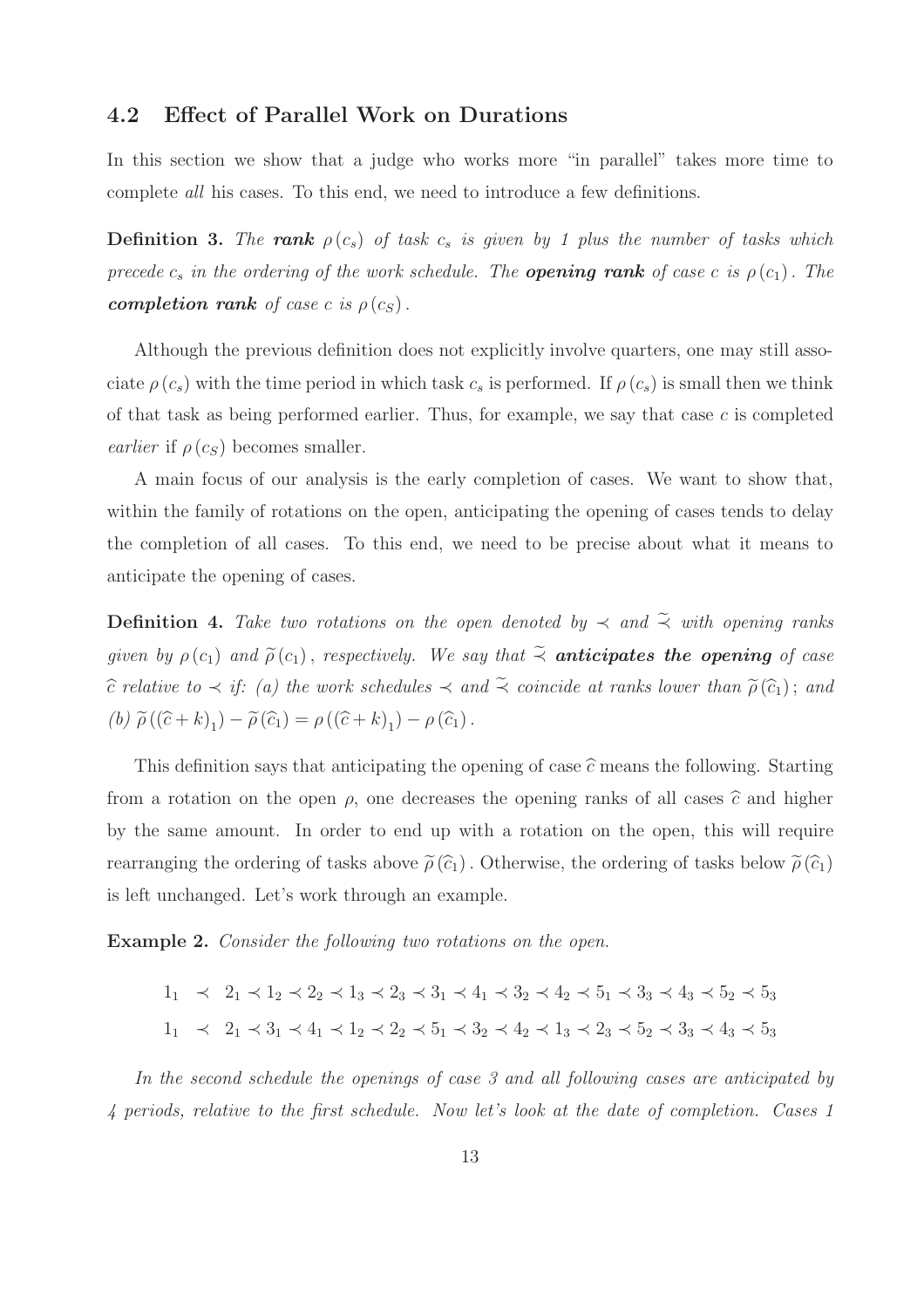## 4.2 Effect of Parallel Work on Durations

In this section we show that a judge who works more "in parallel" takes more time to complete *all* his cases. To this end, we need to introduce a few definitions.

**Definition 3.** *The **rank** $\rho(c_s)$ of task $c_s$ is given by 1 plus the number of tasks which precede $c_s$ in the ordering of the work schedule. The **opening rank** of case $c$ is $\rho(c_1)$. The **completion rank** of case $c$ is $\rho(c_S)$.*

Although the previous definition does not explicitly involve quarters, one may still associate $\rho(c_s)$ with the time period in which task $c_s$ is performed. If $\rho(c_s)$ is small then we think of that task as being performed earlier. Thus, for example, we say that case $c$ is completed *earlier* if $\rho(c_S)$ becomes smaller.

A main focus of our analysis is the early completion of cases. We want to show that, within the family of rotations on the open, anticipating the opening of cases tends to delay the completion of all cases. To this end, we need to be precise about what it means to anticipate the opening of cases.

**Definition 4.** *Take two rotations on the open denoted by $\prec$ and $\widetilde{\precsim}$ with opening ranks given by $\rho(c_1)$ and $\widetilde{\rho}(c_1)$, respectively. We say that $\widetilde{\precsim}$ **anticipates the opening** of case $\widehat{c}$ relative to $\prec$ if: (a) the work schedules $\prec$ and $\widetilde{\precsim}$ coincide at ranks lower than $\widetilde{\rho}(\widehat{c}_1)$; and (b) $\widetilde{\rho}((\widehat{c}+k)_1) - \widetilde{\rho}(\widehat{c}_1) = \rho((\widehat{c}+k)_1) - \rho(\widehat{c}_1)$.*

This definition says that anticipating the opening of case $\widehat{c}$ means the following. Starting from a rotation on the open $\rho$, one decreases the opening ranks of all cases $\widehat{c}$ and higher by the same amount. In order to end up with a rotation on the open, this will require rearranging the ordering of tasks above $\widetilde{\rho}(\widehat{c}_1)$. Otherwise, the ordering of tasks below $\widetilde{\rho}(\widehat{c}_1)$ is left unchanged. Let's work through an example.

**Example 2.** *Consider the following two rotations on the open.*

$$1_1 \prec 2_1 \prec 1_2 \prec 2_2 \prec 1_3 \prec 2_3 \prec 3_1 \prec 4_1 \prec 3_2 \prec 4_2 \prec 5_1 \prec 3_3 \prec 4_3 \prec 5_2 \prec 5_3$$

$$1_1 \prec 2_1 \prec 3_1 \prec 4_1 \prec 1_2 \prec 2_2 \prec 5_1 \prec 3_2 \prec 4_2 \prec 1_3 \prec 2_3 \prec 5_2 \prec 3_3 \prec 4_3 \prec 5_3$$

*In the second schedule the openings of case 3 and all following cases are anticipated by 4 periods, relative to the first schedule. Now let's look at the date of completion. Cases 1*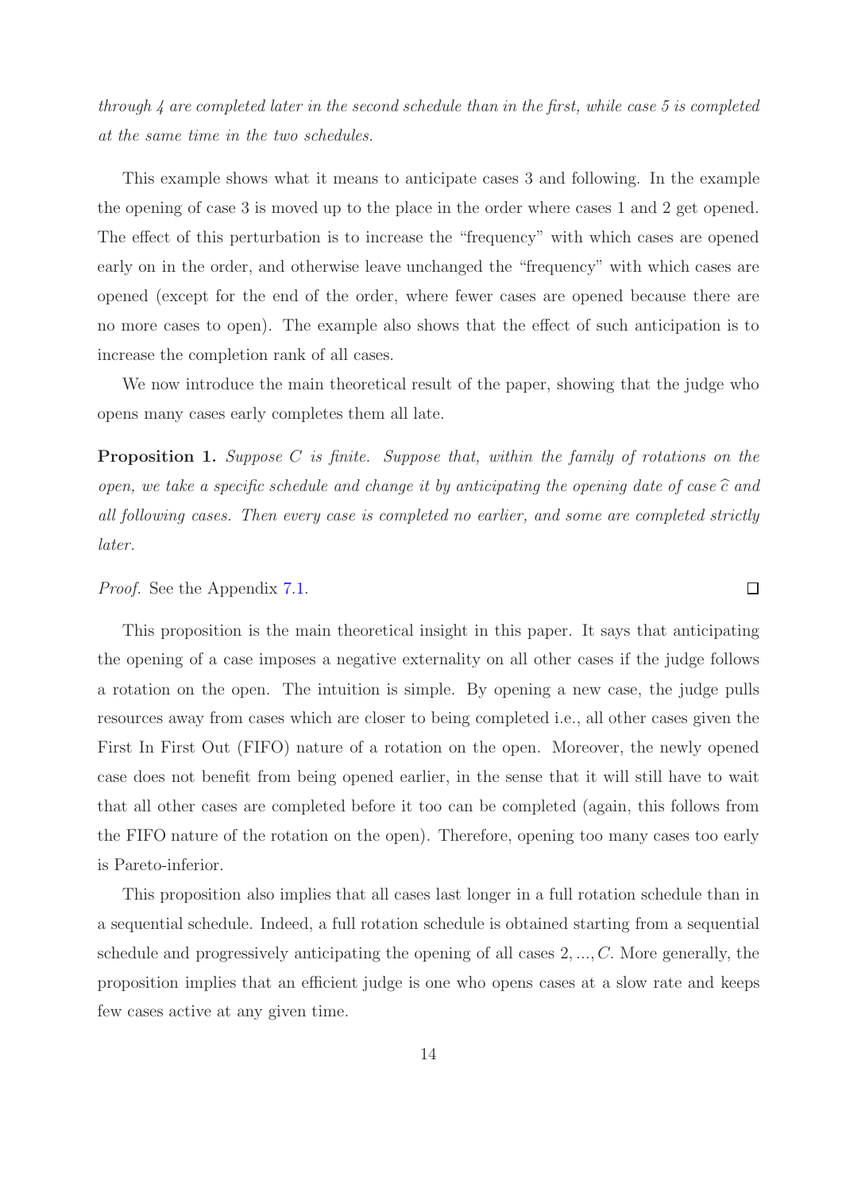*through 4 are completed later in the second schedule than in the first, while case 5 is completed at the same time in the two schedules.*

This example shows what it means to anticipate cases 3 and following. In the example the opening of case 3 is moved up to the place in the order where cases 1 and 2 get opened. The effect of this perturbation is to increase the "frequency" with which cases are opened early on in the order, and otherwise leave unchanged the "frequency" with which cases are opened (except for the end of the order, where fewer cases are opened because there are no more cases to open). The example also shows that the effect of such anticipation is to increase the completion rank of all cases.

We now introduce the main theoretical result of the paper, showing that the judge who opens many cases early completes them all late.

**Proposition 1.** *Suppose $C$ is finite. Suppose that, within the family of rotations on the open, we take a specific schedule and change it by anticipating the opening date of case $\widehat{c}$ and all following cases. Then every case is completed no earlier, and some are completed strictly later.*

*Proof.* See the Appendix 7.1. ☐

This proposition is the main theoretical insight in this paper. It says that anticipating the opening of a case imposes a negative externality on all other cases if the judge follows a rotation on the open. The intuition is simple. By opening a new case, the judge pulls resources away from cases which are closer to being completed i.e., all other cases given the First In First Out (FIFO) nature of a rotation on the open. Moreover, the newly opened case does not benefit from being opened earlier, in the sense that it will still have to wait that all other cases are completed before it too can be completed (again, this follows from the FIFO nature of the rotation on the open). Therefore, opening too many cases too early is Pareto-inferior.

This proposition also implies that all cases last longer in a full rotation schedule than in a sequential schedule. Indeed, a full rotation schedule is obtained starting from a sequential schedule and progressively anticipating the opening of all cases $2, ..., C$. More generally, the proposition implies that an efficient judge is one who opens cases at a slow rate and keeps few cases active at any given time.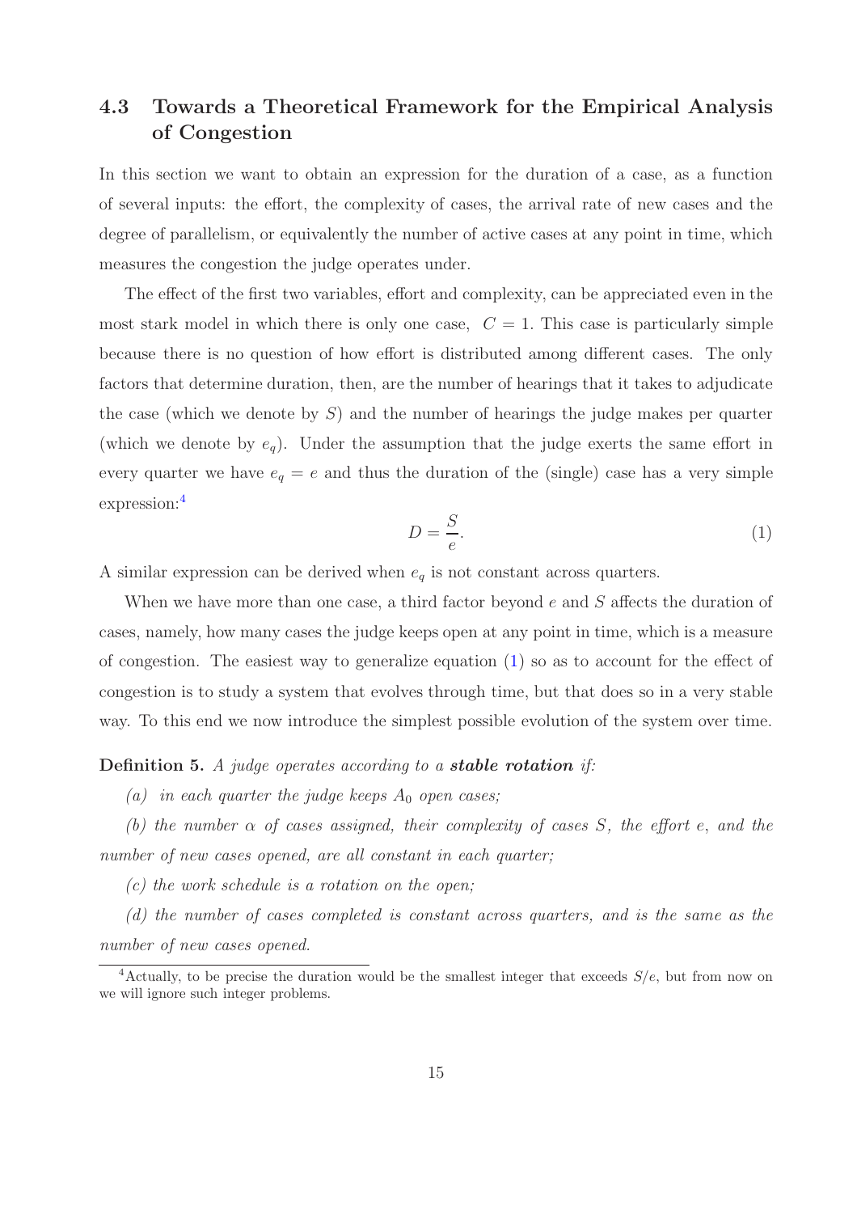### 4.3 Towards a Theoretical Framework for the Empirical Analysis of Congestion

In this section we want to obtain an expression for the duration of a case, as a function of several inputs: the effort, the complexity of cases, the arrival rate of new cases and the degree of parallelism, or equivalently the number of active cases at any point in time, which measures the congestion the judge operates under.

The effect of the first two variables, effort and complexity, can be appreciated even in the most stark model in which there is only one case, $C = 1$. This case is particularly simple because there is no question of how effort is distributed among different cases. The only factors that determine duration, then, are the number of hearings that it takes to adjudicate the case (which we denote by $S$) and the number of hearings the judge makes per quarter (which we denote by $e_q$). Under the assumption that the judge exerts the same effort in every quarter we have $e_q = e$ and thus the duration of the (single) case has a very simple expression:[4]

$$D = \frac{S}{e}. \tag{1}$$

A similar expression can be derived when $e_q$ is not constant across quarters.

When we have more than one case, a third factor beyond $e$ and $S$ affects the duration of cases, namely, how many cases the judge keeps open at any point in time, which is a measure of congestion. The easiest way to generalize equation (1) so as to account for the effect of congestion is to study a system that evolves through time, but that does so in a very stable way. To this end we now introduce the simplest possible evolution of the system over time.

**Definition 5.** *A judge operates according to a* ***stable rotation*** *if:*

*(a) in each quarter the judge keeps $A_0$ open cases;*

*(b) the number $\alpha$ of cases assigned, their complexity of cases $S$, the effort $e$, and the number of new cases opened, are all constant in each quarter;*

*(c) the work schedule is a rotation on the open;*

*(d) the number of cases completed is constant across quarters, and is the same as the number of new cases opened.*

[4] Actually, to be precise the duration would be the smallest integer that exceeds $S/e$, but from now on we will ignore such integer problems.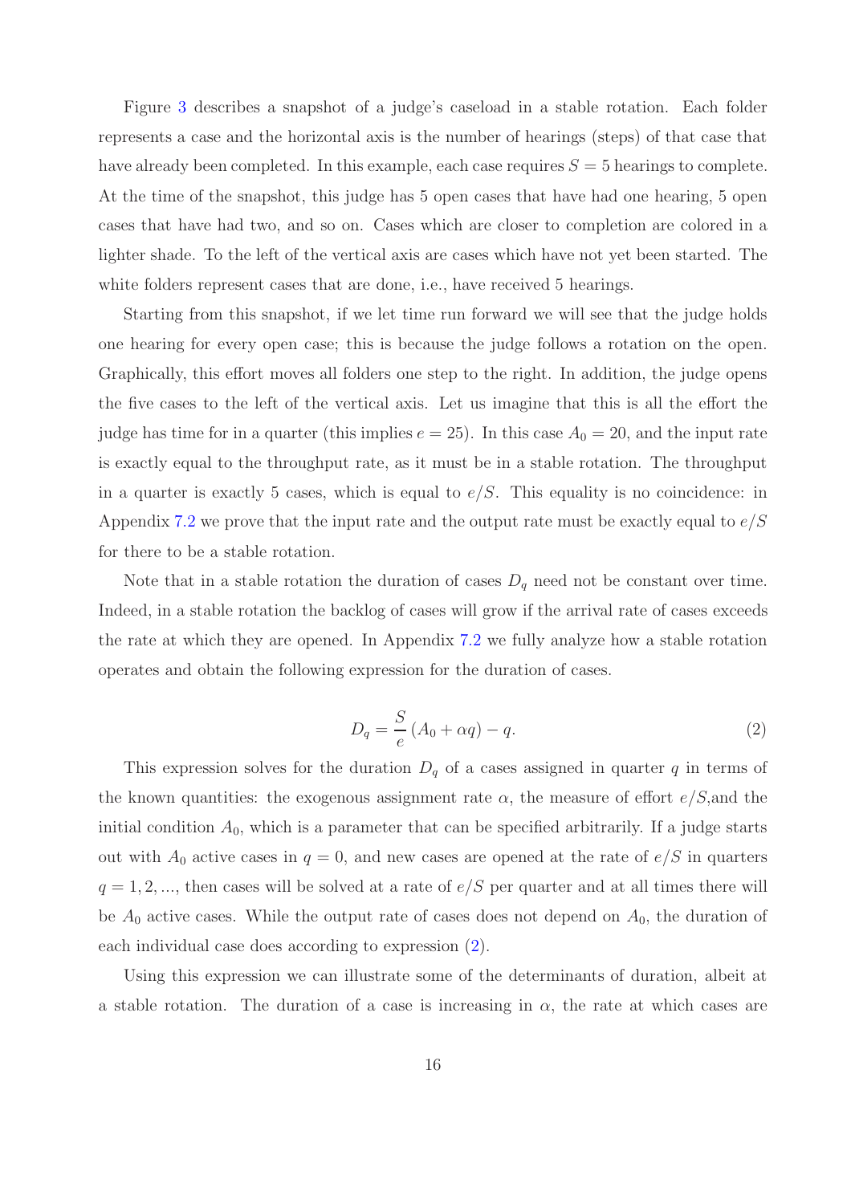Figure 3 describes a snapshot of a judge's caseload in a stable rotation. Each folder represents a case and the horizontal axis is the number of hearings (steps) of that case that have already been completed. In this example, each case requires $S = 5$ hearings to complete. At the time of the snapshot, this judge has 5 open cases that have had one hearing, 5 open cases that have had two, and so on. Cases which are closer to completion are colored in a lighter shade. To the left of the vertical axis are cases which have not yet been started. The white folders represent cases that are done, i.e., have received 5 hearings.

Starting from this snapshot, if we let time run forward we will see that the judge holds one hearing for every open case; this is because the judge follows a rotation on the open. Graphically, this effort moves all folders one step to the right. In addition, the judge opens the five cases to the left of the vertical axis. Let us imagine that this is all the effort the judge has time for in a quarter (this implies $e = 25$). In this case $A_0 = 20$, and the input rate is exactly equal to the throughput rate, as it must be in a stable rotation. The throughput in a quarter is exactly 5 cases, which is equal to $e/S$. This equality is no coincidence: in Appendix 7.2 we prove that the input rate and the output rate must be exactly equal to $e/S$ for there to be a stable rotation.

Note that in a stable rotation the duration of cases $D_q$ need not be constant over time. Indeed, in a stable rotation the backlog of cases will grow if the arrival rate of cases exceeds the rate at which they are opened. In Appendix 7.2 we fully analyze how a stable rotation operates and obtain the following expression for the duration of cases.

$$D_q = \frac{S}{e}(A_0 + \alpha q) - q. \tag{2}$$

This expression solves for the duration $D_q$ of a cases assigned in quarter $q$ in terms of the known quantities: the exogenous assignment rate $\alpha$, the measure of effort $e/S$,and the initial condition $A_0$, which is a parameter that can be specified arbitrarily. If a judge starts out with $A_0$ active cases in $q = 0$, and new cases are opened at the rate of $e/S$ in quarters $q = 1, 2, ...$, then cases will be solved at a rate of $e/S$ per quarter and at all times there will be $A_0$ active cases. While the output rate of cases does not depend on $A_0$, the duration of each individual case does according to expression (2).

Using this expression we can illustrate some of the determinants of duration, albeit at a stable rotation. The duration of a case is increasing in $\alpha$, the rate at which cases are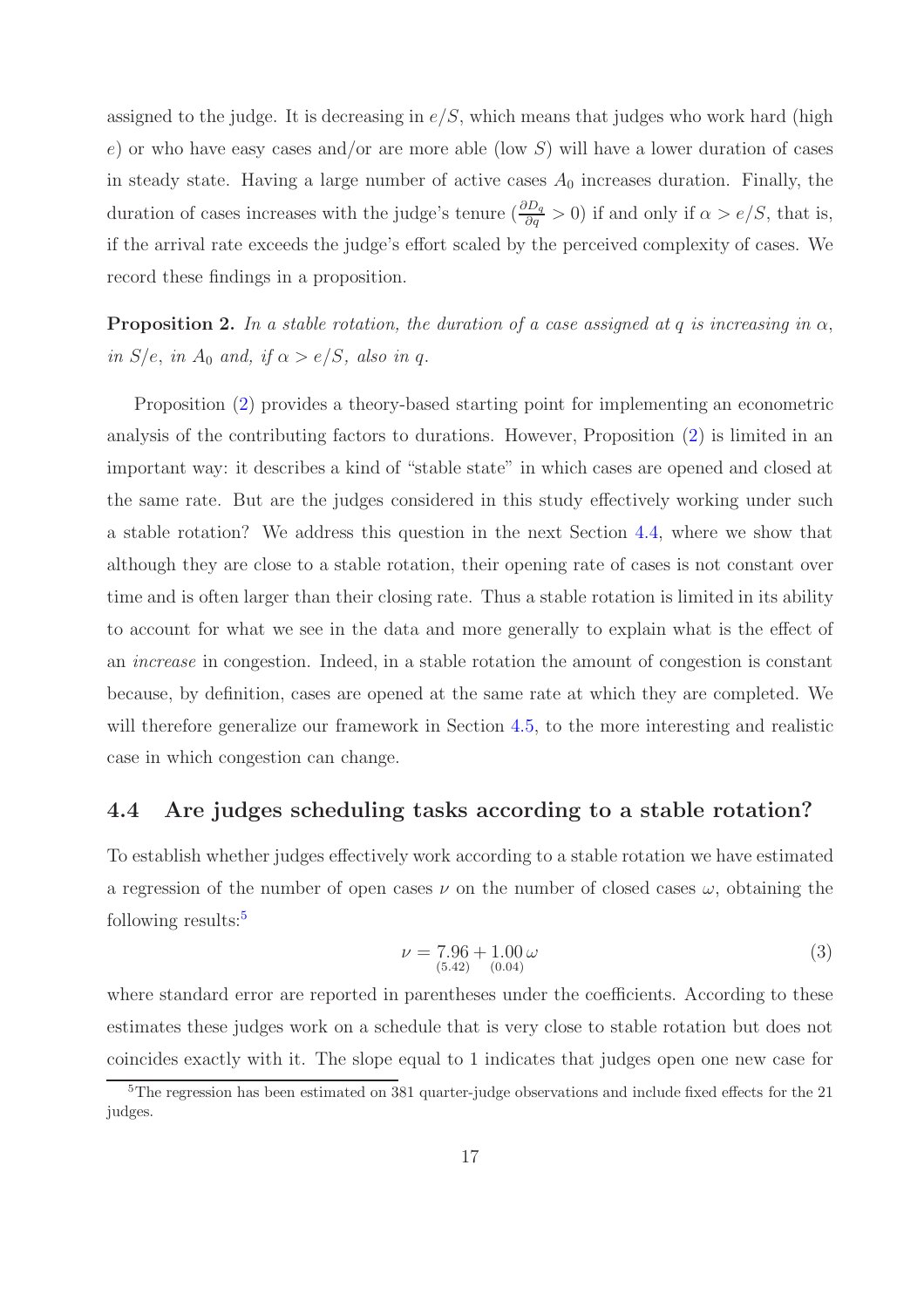assigned to the judge. It is decreasing in $e/S$, which means that judges who work hard (high $e$) or who have easy cases and/or are more able (low $S$) will have a lower duration of cases in steady state. Having a large number of active cases $A_0$ increases duration. Finally, the duration of cases increases with the judge's tenure ($\frac{\partial D_q}{\partial q} > 0$) if and only if $\alpha > e/S$, that is, if the arrival rate exceeds the judge's effort scaled by the perceived complexity of cases. We record these findings in a proposition.

**Proposition 2.** *In a stable rotation, the duration of a case assigned at $q$ is increasing in $\alpha$, in $S/e$, in $A_0$ and, if $\alpha > e/S$, also in $q$.*

Proposition (2) provides a theory-based starting point for implementing an econometric analysis of the contributing factors to durations. However, Proposition (2) is limited in an important way: it describes a kind of "stable state" in which cases are opened and closed at the same rate. But are the judges considered in this study effectively working under such a stable rotation? We address this question in the next Section 4.4, where we show that although they are close to a stable rotation, their opening rate of cases is not constant over time and is often larger than their closing rate. Thus a stable rotation is limited in its ability to account for what we see in the data and more generally to explain what is the effect of an *increase* in congestion. Indeed, in a stable rotation the amount of congestion is constant because, by definition, cases are opened at the same rate at which they are completed. We will therefore generalize our framework in Section 4.5, to the more interesting and realistic case in which congestion can change.

## 4.4 Are judges scheduling tasks according to a stable rotation?

To establish whether judges effectively work according to a stable rotation we have estimated a regression of the number of open cases $\nu$ on the number of closed cases $\omega$, obtaining the following results:[5]

$$\nu = \underset{(5.42)}{7.96} + \underset{(0.04)}{1.00}\,\omega \tag{3}$$

where standard error are reported in parentheses under the coefficients. According to these estimates these judges work on a schedule that is very close to stable rotation but does not coincides exactly with it. The slope equal to 1 indicates that judges open one new case for

[5] The regression has been estimated on 381 quarter-judge observations and include fixed effects for the 21 judges.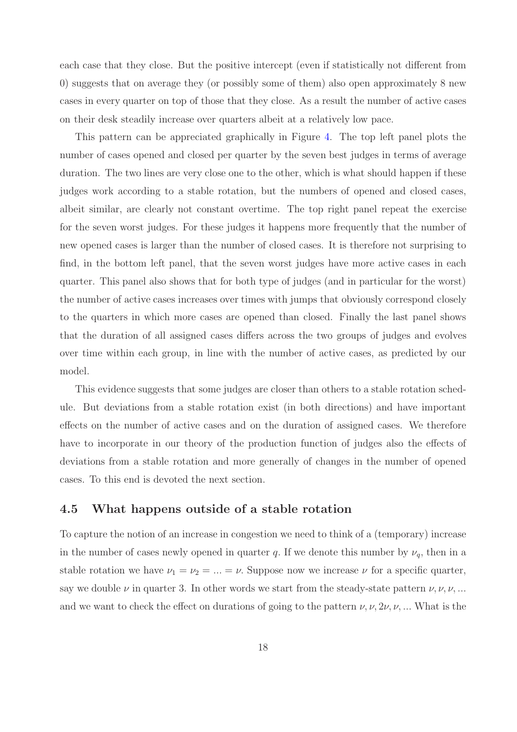each case that they close. But the positive intercept (even if statistically not different from 0) suggests that on average they (or possibly some of them) also open approximately 8 new cases in every quarter on top of those that they close. As a result the number of active cases on their desk steadily increase over quarters albeit at a relatively low pace.

This pattern can be appreciated graphically in Figure 4. The top left panel plots the number of cases opened and closed per quarter by the seven best judges in terms of average duration. The two lines are very close one to the other, which is what should happen if these judges work according to a stable rotation, but the numbers of opened and closed cases, albeit similar, are clearly not constant overtime. The top right panel repeat the exercise for the seven worst judges. For these judges it happens more frequently that the number of new opened cases is larger than the number of closed cases. It is therefore not surprising to find, in the bottom left panel, that the seven worst judges have more active cases in each quarter. This panel also shows that for both type of judges (and in particular for the worst) the number of active cases increases over times with jumps that obviously correspond closely to the quarters in which more cases are opened than closed. Finally the last panel shows that the duration of all assigned cases differs across the two groups of judges and evolves over time within each group, in line with the number of active cases, as predicted by our model.

This evidence suggests that some judges are closer than others to a stable rotation schedule. But deviations from a stable rotation exist (in both directions) and have important effects on the number of active cases and on the duration of assigned cases. We therefore have to incorporate in our theory of the production function of judges also the effects of deviations from a stable rotation and more generally of changes in the number of opened cases. To this end is devoted the next section.

### 4.5 What happens outside of a stable rotation

To capture the notion of an increase in congestion we need to think of a (temporary) increase in the number of cases newly opened in quarter $q$. If we denote this number by $\nu_q$, then in a stable rotation we have $\nu_1 = \nu_2 = ... = \nu$. Suppose now we increase $\nu$ for a specific quarter, say we double $\nu$ in quarter 3. In other words we start from the steady-state pattern $\nu, \nu, \nu, ...$ and we want to check the effect on durations of going to the pattern $\nu, \nu, 2\nu, \nu, ...$ What is the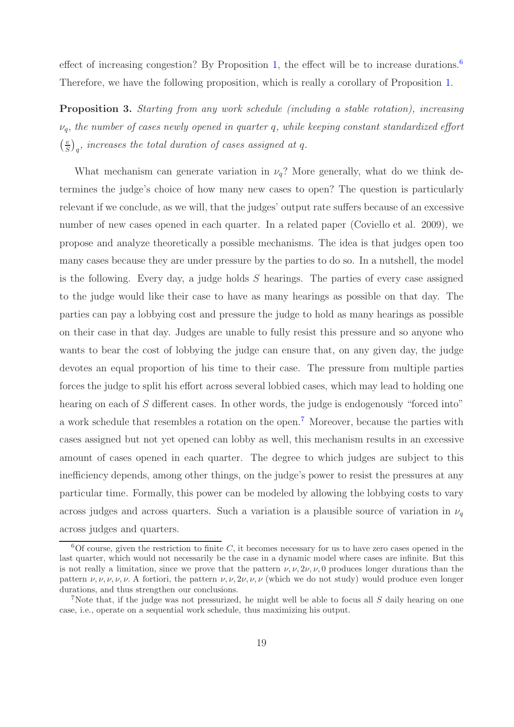effect of increasing congestion? By Proposition 1, the effect will be to increase durations.[6] Therefore, we have the following proposition, which is really a corollary of Proposition 1.

**Proposition 3.** *Starting from any work schedule (including a stable rotation), increasing $\nu_q$, the number of cases newly opened in quarter $q$, while keeping constant standardized effort $\left(\frac{e}{S}\right)_q$, increases the total duration of cases assigned at $q$.*

What mechanism can generate variation in $\nu_q$? More generally, what do we think determines the judge's choice of how many new cases to open? The question is particularly relevant if we conclude, as we will, that the judges' output rate suffers because of an excessive number of new cases opened in each quarter. In a related paper (Coviello et al. 2009), we propose and analyze theoretically a possible mechanisms. The idea is that judges open too many cases because they are under pressure by the parties to do so. In a nutshell, the model is the following. Every day, a judge holds $S$ hearings. The parties of every case assigned to the judge would like their case to have as many hearings as possible on that day. The parties can pay a lobbying cost and pressure the judge to hold as many hearings as possible on their case in that day. Judges are unable to fully resist this pressure and so anyone who wants to bear the cost of lobbying the judge can ensure that, on any given day, the judge devotes an equal proportion of his time to their case. The pressure from multiple parties forces the judge to split his effort across several lobbied cases, which may lead to holding one hearing on each of $S$ different cases. In other words, the judge is endogenously "forced into" a work schedule that resembles a rotation on the open.[7] Moreover, because the parties with cases assigned but not yet opened can lobby as well, this mechanism results in an excessive amount of cases opened in each quarter. The degree to which judges are subject to this inefficiency depends, among other things, on the judge's power to resist the pressures at any particular time. Formally, this power can be modeled by allowing the lobbying costs to vary across judges and across quarters. Such a variation is a plausible source of variation in $\nu_q$ across judges and quarters.

[6] Of course, given the restriction to finite $C$, it becomes necessary for us to have zero cases opened in the last quarter, which would not necessarily be the case in a dynamic model where cases are infinite. But this is not really a limitation, since we prove that the pattern $\nu, \nu, 2\nu, \nu, 0$ produces longer durations than the pattern $\nu, \nu, \nu, \nu, \nu$. A fortiori, the pattern $\nu, \nu, 2\nu, \nu, \nu$ (which we do not study) would produce even longer durations, and thus strengthen our conclusions.

[7] Note that, if the judge was not pressurized, he might well be able to focus all $S$ daily hearing on one case, i.e., operate on a sequential work schedule, thus maximizing his output.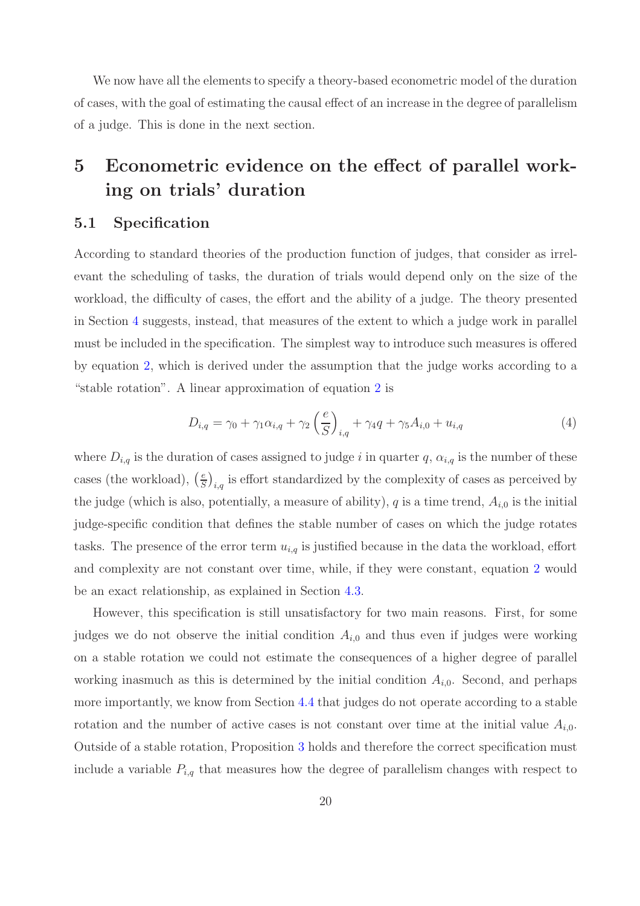We now have all the elements to specify a theory-based econometric model of the duration of cases, with the goal of estimating the causal effect of an increase in the degree of parallelism of a judge. This is done in the next section.

# 5 Econometric evidence on the effect of parallel working on trials' duration

## 5.1 Specification

According to standard theories of the production function of judges, that consider as irrelevant the scheduling of tasks, the duration of trials would depend only on the size of the workload, the difficulty of cases, the effort and the ability of a judge. The theory presented in Section 4 suggests, instead, that measures of the extent to which a judge work in parallel must be included in the specification. The simplest way to introduce such measures is offered by equation 2, which is derived under the assumption that the judge works according to a "stable rotation". A linear approximation of equation 2 is

$$D_{i,q} = \gamma_0 + \gamma_1 \alpha_{i,q} + \gamma_2 \left(\frac{e}{S}\right)_{i,q} + \gamma_4 q + \gamma_5 A_{i,0} + u_{i,q} \tag{4}$$

where $D_{i,q}$ is the duration of cases assigned to judge $i$ in quarter $q$, $\alpha_{i,q}$ is the number of these cases (the workload), $\left(\frac{e}{S}\right)_{i,q}$ is effort standardized by the complexity of cases as perceived by the judge (which is also, potentially, a measure of ability), $q$ is a time trend, $A_{i,0}$ is the initial judge-specific condition that defines the stable number of cases on which the judge rotates tasks. The presence of the error term $u_{i,q}$ is justified because in the data the workload, effort and complexity are not constant over time, while, if they were constant, equation 2 would be an exact relationship, as explained in Section 4.3.

However, this specification is still unsatisfactory for two main reasons. First, for some judges we do not observe the initial condition $A_{i,0}$ and thus even if judges were working on a stable rotation we could not estimate the consequences of a higher degree of parallel working inasmuch as this is determined by the initial condition $A_{i,0}$. Second, and perhaps more importantly, we know from Section 4.4 that judges do not operate according to a stable rotation and the number of active cases is not constant over time at the initial value $A_{i,0}$. Outside of a stable rotation, Proposition 3 holds and therefore the correct specification must include a variable $P_{i,q}$ that measures how the degree of parallelism changes with respect to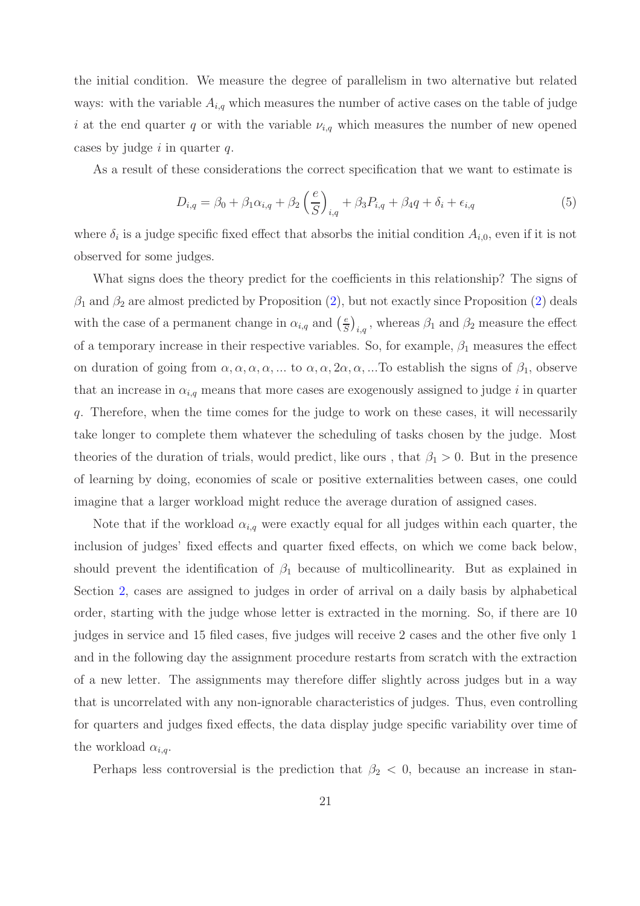the initial condition. We measure the degree of parallelism in two alternative but related ways: with the variable $A_{i,q}$ which measures the number of active cases on the table of judge $i$ at the end quarter $q$ or with the variable $\nu_{i,q}$ which measures the number of new opened cases by judge $i$ in quarter $q$.

As a result of these considerations the correct specification that we want to estimate is

$$D_{i,q} = \beta_0 + \beta_1 \alpha_{i,q} + \beta_2 \left(\frac{e}{S}\right)_{i,q} + \beta_3 P_{i,q} + \beta_4 q + \delta_i + \epsilon_{i,q} \tag{5}$$

where $\delta_i$ is a judge specific fixed effect that absorbs the initial condition $A_{i,0}$, even if it is not observed for some judges.

What signs does the theory predict for the coefficients in this relationship? The signs of $\beta_1$ and $\beta_2$ are almost predicted by Proposition (2), but not exactly since Proposition (2) deals with the case of a permanent change in $\alpha_{i,q}$ and $\left(\frac{e}{S}\right)_{i,q}$, whereas $\beta_1$ and $\beta_2$ measure the effect of a temporary increase in their respective variables. So, for example, $\beta_1$ measures the effect on duration of going from $\alpha, \alpha, \alpha, \alpha, ...$ to $\alpha, \alpha, 2\alpha, \alpha, ...$To establish the signs of $\beta_1$, observe that an increase in $\alpha_{i,q}$ means that more cases are exogenously assigned to judge $i$ in quarter $q$. Therefore, when the time comes for the judge to work on these cases, it will necessarily take longer to complete them whatever the scheduling of tasks chosen by the judge. Most theories of the duration of trials, would predict, like ours , that $\beta_1 > 0$. But in the presence of learning by doing, economies of scale or positive externalities between cases, one could imagine that a larger workload might reduce the average duration of assigned cases.

Note that if the workload $\alpha_{i,q}$ were exactly equal for all judges within each quarter, the inclusion of judges' fixed effects and quarter fixed effects, on which we come back below, should prevent the identification of $\beta_1$ because of multicollinearity. But as explained in Section 2, cases are assigned to judges in order of arrival on a daily basis by alphabetical order, starting with the judge whose letter is extracted in the morning. So, if there are 10 judges in service and 15 filed cases, five judges will receive 2 cases and the other five only 1 and in the following day the assignment procedure restarts from scratch with the extraction of a new letter. The assignments may therefore differ slightly across judges but in a way that is uncorrelated with any non-ignorable characteristics of judges. Thus, even controlling for quarters and judges fixed effects, the data display judge specific variability over time of the workload $\alpha_{i,q}$.

Perhaps less controversial is the prediction that $\beta_2 < 0$, because an increase in stan-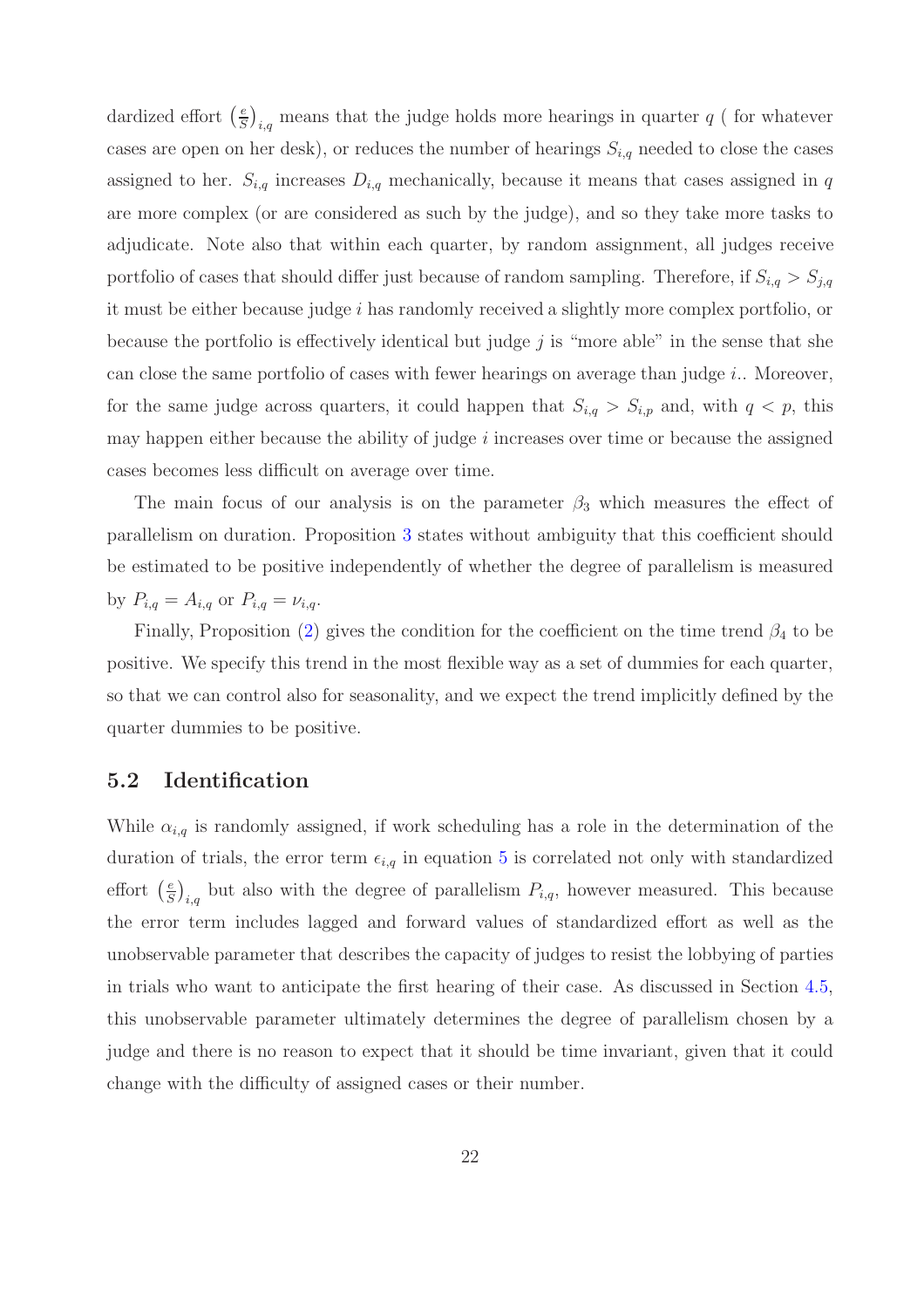dardized effort $\left(\frac{e}{S}\right)_{i,q}$ means that the judge holds more hearings in quarter $q$ ( for whatever cases are open on her desk), or reduces the number of hearings $S_{i,q}$ needed to close the cases assigned to her. $S_{i,q}$ increases $D_{i,q}$ mechanically, because it means that cases assigned in $q$ are more complex (or are considered as such by the judge), and so they take more tasks to adjudicate. Note also that within each quarter, by random assignment, all judges receive portfolio of cases that should differ just because of random sampling. Therefore, if $S_{i,q} > S_{j,q}$ it must be either because judge $i$ has randomly received a slightly more complex portfolio, or because the portfolio is effectively identical but judge $j$ is "more able" in the sense that she can close the same portfolio of cases with fewer hearings on average than judge $i$.. Moreover, for the same judge across quarters, it could happen that $S_{i,q} > S_{i,p}$ and, with $q < p$, this may happen either because the ability of judge $i$ increases over time or because the assigned cases becomes less difficult on average over time.

The main focus of our analysis is on the parameter $\beta_3$ which measures the effect of parallelism on duration. Proposition 3 states without ambiguity that this coefficient should be estimated to be positive independently of whether the degree of parallelism is measured by $P_{i,q} = A_{i,q}$ or $P_{i,q} = \nu_{i,q}$.

Finally, Proposition (2) gives the condition for the coefficient on the time trend $\beta_4$ to be positive. We specify this trend in the most flexible way as a set of dummies for each quarter, so that we can control also for seasonality, and we expect the trend implicitly defined by the quarter dummies to be positive.

## 5.2 Identification

While $\alpha_{i,q}$ is randomly assigned, if work scheduling has a role in the determination of the duration of trials, the error term $\epsilon_{i,q}$ in equation 5 is correlated not only with standardized effort $\left(\frac{e}{S}\right)_{i,q}$ but also with the degree of parallelism $P_{i,q}$, however measured. This because the error term includes lagged and forward values of standardized effort as well as the unobservable parameter that describes the capacity of judges to resist the lobbying of parties in trials who want to anticipate the first hearing of their case. As discussed in Section 4.5, this unobservable parameter ultimately determines the degree of parallelism chosen by a judge and there is no reason to expect that it should be time invariant, given that it could change with the difficulty of assigned cases or their number.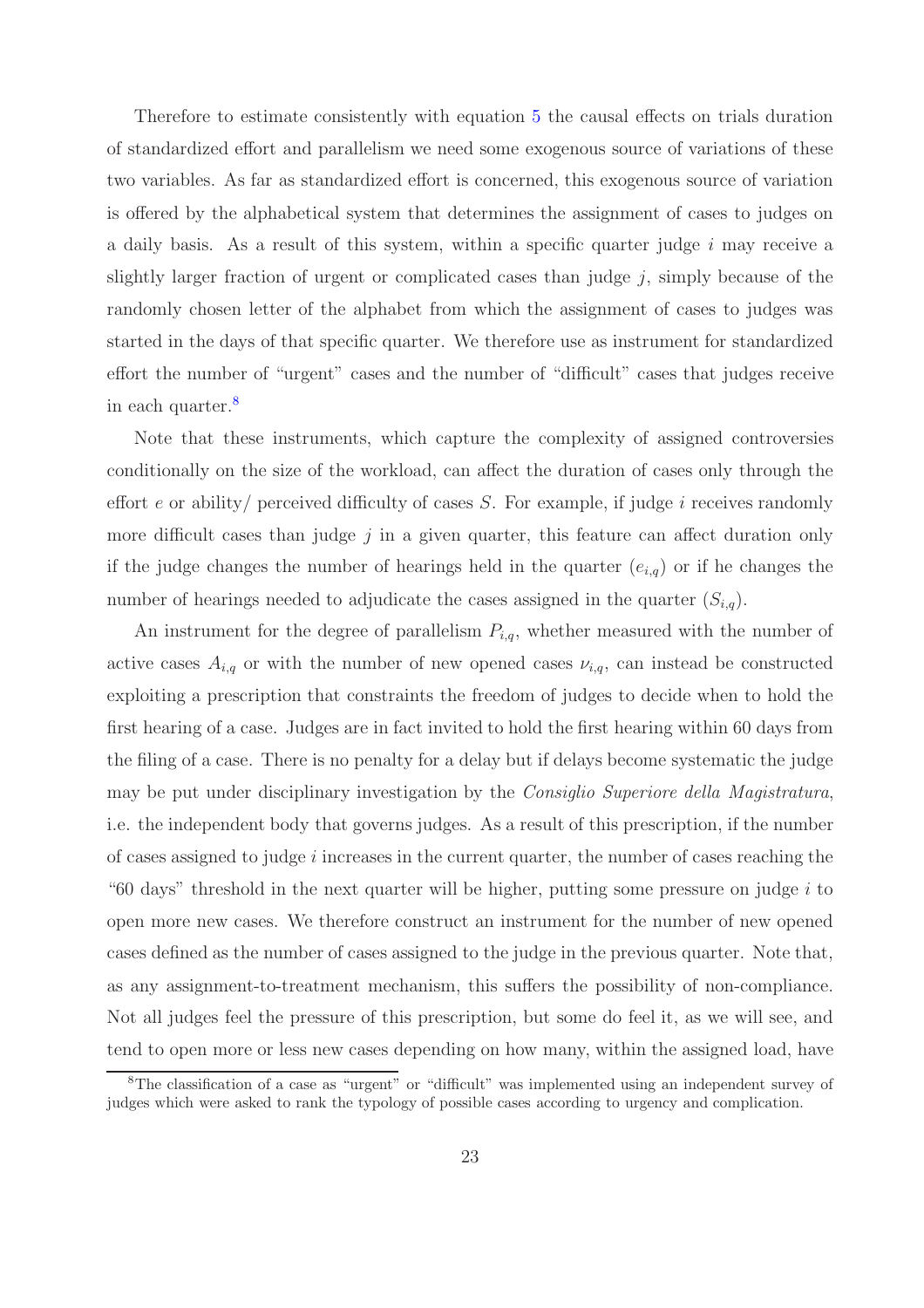Therefore to estimate consistently with equation 5 the causal effects on trials duration of standardized effort and parallelism we need some exogenous source of variations of these two variables. As far as standardized effort is concerned, this exogenous source of variation is offered by the alphabetical system that determines the assignment of cases to judges on a daily basis. As a result of this system, within a specific quarter judge $i$ may receive a slightly larger fraction of urgent or complicated cases than judge $j$, simply because of the randomly chosen letter of the alphabet from which the assignment of cases to judges was started in the days of that specific quarter. We therefore use as instrument for standardized effort the number of "urgent" cases and the number of "difficult" cases that judges receive in each quarter.[8]

Note that these instruments, which capture the complexity of assigned controversies conditionally on the size of the workload, can affect the duration of cases only through the effort $e$ or ability/ perceived difficulty of cases $S$. For example, if judge $i$ receives randomly more difficult cases than judge $j$ in a given quarter, this feature can affect duration only if the judge changes the number of hearings held in the quarter ($e_{i,q}$) or if he changes the number of hearings needed to adjudicate the cases assigned in the quarter ($S_{i,q}$).

An instrument for the degree of parallelism $P_{i,q}$, whether measured with the number of active cases $A_{i,q}$ or with the number of new opened cases $\nu_{i,q}$, can instead be constructed exploiting a prescription that constraints the freedom of judges to decide when to hold the first hearing of a case. Judges are in fact invited to hold the first hearing within 60 days from the filing of a case. There is no penalty for a delay but if delays become systematic the judge may be put under disciplinary investigation by the *Consiglio Superiore della Magistratura*, i.e. the independent body that governs judges. As a result of this prescription, if the number of cases assigned to judge $i$ increases in the current quarter, the number of cases reaching the "60 days" threshold in the next quarter will be higher, putting some pressure on judge $i$ to open more new cases. We therefore construct an instrument for the number of new opened cases defined as the number of cases assigned to the judge in the previous quarter. Note that, as any assignment-to-treatment mechanism, this suffers the possibility of non-compliance. Not all judges feel the pressure of this prescription, but some do feel it, as we will see, and tend to open more or less new cases depending on how many, within the assigned load, have

[8] The classification of a case as "urgent" or "difficult" was implemented using an independent survey of judges which were asked to rank the typology of possible cases according to urgency and complication.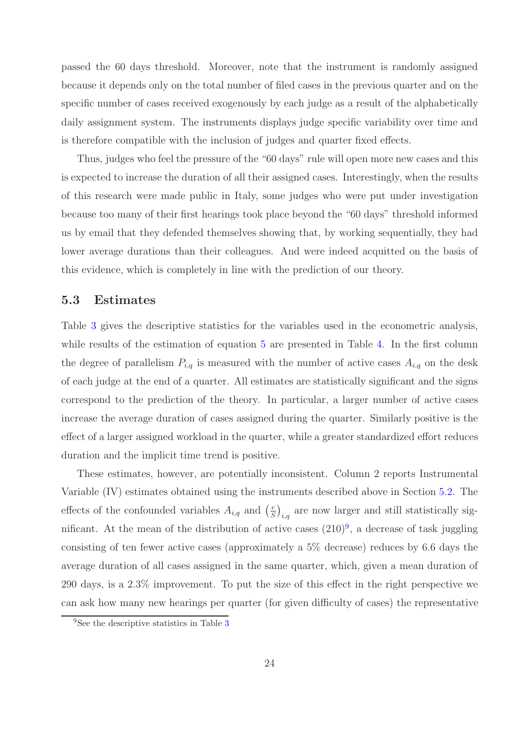passed the 60 days threshold. Moreover, note that the instrument is randomly assigned because it depends only on the total number of filed cases in the previous quarter and on the specific number of cases received exogenously by each judge as a result of the alphabetically daily assignment system. The instruments displays judge specific variability over time and is therefore compatible with the inclusion of judges and quarter fixed effects.

Thus, judges who feel the pressure of the "60 days" rule will open more new cases and this is expected to increase the duration of all their assigned cases. Interestingly, when the results of this research were made public in Italy, some judges who were put under investigation because too many of their first hearings took place beyond the "60 days" threshold informed us by email that they defended themselves showing that, by working sequentially, they had lower average durations than their colleagues. And were indeed acquitted on the basis of this evidence, which is completely in line with the prediction of our theory.

### 5.3 Estimates

Table 3 gives the descriptive statistics for the variables used in the econometric analysis, while results of the estimation of equation 5 are presented in Table 4. In the first column the degree of parallelism $P_{i,q}$ is measured with the number of active cases $A_{i,q}$ on the desk of each judge at the end of a quarter. All estimates are statistically significant and the signs correspond to the prediction of the theory. In particular, a larger number of active cases increase the average duration of cases assigned during the quarter. Similarly positive is the effect of a larger assigned workload in the quarter, while a greater standardized effort reduces duration and the implicit time trend is positive.

These estimates, however, are potentially inconsistent. Column 2 reports Instrumental Variable (IV) estimates obtained using the instruments described above in Section 5.2. The effects of the confounded variables $A_{i,q}$ and $\left(\frac{e}{S}\right)_{i,q}$ are now larger and still statistically significant. At the mean of the distribution of active cases (210)[9], a decrease of task juggling consisting of ten fewer active cases (approximately a 5% decrease) reduces by 6.6 days the average duration of all cases assigned in the same quarter, which, given a mean duration of 290 days, is a 2.3% improvement. To put the size of this effect in the right perspective we can ask how many new hearings per quarter (for given difficulty of cases) the representative

[9] See the descriptive statistics in Table 3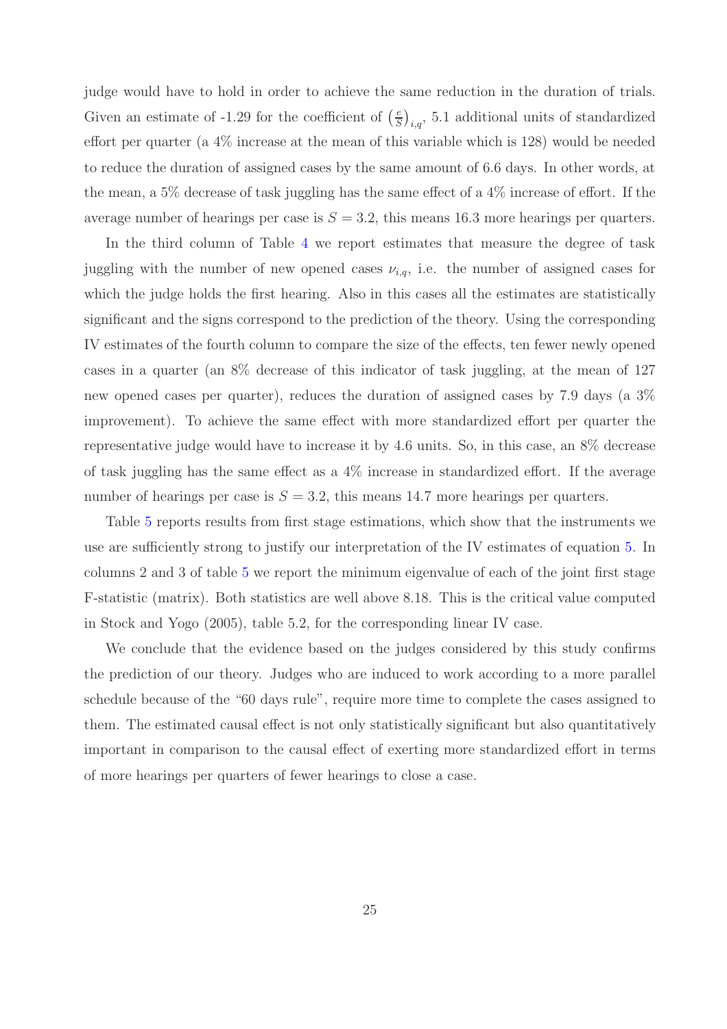judge would have to hold in order to achieve the same reduction in the duration of trials. Given an estimate of -1.29 for the coefficient of $\left(\frac{e}{S}\right)_{i,q}$, 5.1 additional units of standardized effort per quarter (a 4% increase at the mean of this variable which is 128) would be needed to reduce the duration of assigned cases by the same amount of 6.6 days. In other words, at the mean, a 5% decrease of task juggling has the same effect of a 4% increase of effort. If the average number of hearings per case is $S = 3.2$, this means 16.3 more hearings per quarters.

In the third column of Table 4 we report estimates that measure the degree of task juggling with the number of new opened cases $\nu_{i,q}$, i.e. the number of assigned cases for which the judge holds the first hearing. Also in this cases all the estimates are statistically significant and the signs correspond to the prediction of the theory. Using the corresponding IV estimates of the fourth column to compare the size of the effects, ten fewer newly opened cases in a quarter (an 8% decrease of this indicator of task juggling, at the mean of 127 new opened cases per quarter), reduces the duration of assigned cases by 7.9 days (a 3% improvement). To achieve the same effect with more standardized effort per quarter the representative judge would have to increase it by 4.6 units. So, in this case, an 8% decrease of task juggling has the same effect as a 4% increase in standardized effort. If the average number of hearings per case is $S = 3.2$, this means 14.7 more hearings per quarters.

Table 5 reports results from first stage estimations, which show that the instruments we use are sufficiently strong to justify our interpretation of the IV estimates of equation 5. In columns 2 and 3 of table 5 we report the minimum eigenvalue of each of the joint first stage F-statistic (matrix). Both statistics are well above 8.18. This is the critical value computed in Stock and Yogo (2005), table 5.2, for the corresponding linear IV case.

We conclude that the evidence based on the judges considered by this study confirms the prediction of our theory. Judges who are induced to work according to a more parallel schedule because of the "60 days rule", require more time to complete the cases assigned to them. The estimated causal effect is not only statistically significant but also quantitatively important in comparison to the causal effect of exerting more standardized effort in terms of more hearings per quarters of fewer hearings to close a case.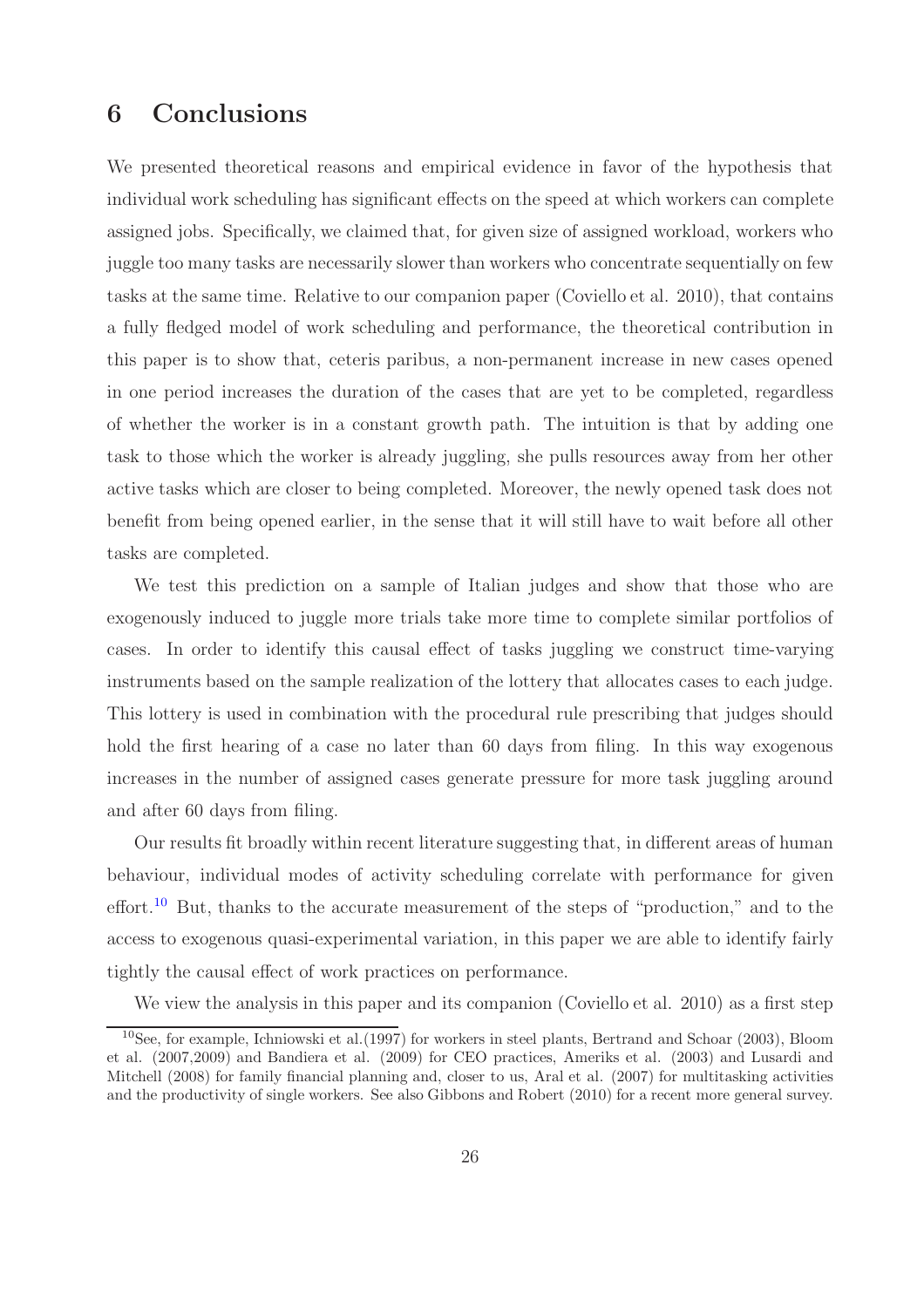# 6 Conclusions

We presented theoretical reasons and empirical evidence in favor of the hypothesis that individual work scheduling has significant effects on the speed at which workers can complete assigned jobs. Specifically, we claimed that, for given size of assigned workload, workers who juggle too many tasks are necessarily slower than workers who concentrate sequentially on few tasks at the same time. Relative to our companion paper (Coviello et al. 2010), that contains a fully fledged model of work scheduling and performance, the theoretical contribution in this paper is to show that, ceteris paribus, a non-permanent increase in new cases opened in one period increases the duration of the cases that are yet to be completed, regardless of whether the worker is in a constant growth path. The intuition is that by adding one task to those which the worker is already juggling, she pulls resources away from her other active tasks which are closer to being completed. Moreover, the newly opened task does not benefit from being opened earlier, in the sense that it will still have to wait before all other tasks are completed.

We test this prediction on a sample of Italian judges and show that those who are exogenously induced to juggle more trials take more time to complete similar portfolios of cases. In order to identify this causal effect of tasks juggling we construct time-varying instruments based on the sample realization of the lottery that allocates cases to each judge. This lottery is used in combination with the procedural rule prescribing that judges should hold the first hearing of a case no later than 60 days from filing. In this way exogenous increases in the number of assigned cases generate pressure for more task juggling around and after 60 days from filing.

Our results fit broadly within recent literature suggesting that, in different areas of human behaviour, individual modes of activity scheduling correlate with performance for given effort.[10] But, thanks to the accurate measurement of the steps of "production," and to the access to exogenous quasi-experimental variation, in this paper we are able to identify fairly tightly the causal effect of work practices on performance.

We view the analysis in this paper and its companion (Coviello et al. 2010) as a first step

[10] See, for example, Ichniowski et al.(1997) for workers in steel plants, Bertrand and Schoar (2003), Bloom et al. (2007,2009) and Bandiera et al. (2009) for CEO practices, Ameriks et al. (2003) and Lusardi and Mitchell (2008) for family financial planning and, closer to us, Aral et al. (2007) for multitasking activities and the productivity of single workers. See also Gibbons and Robert (2010) for a recent more general survey.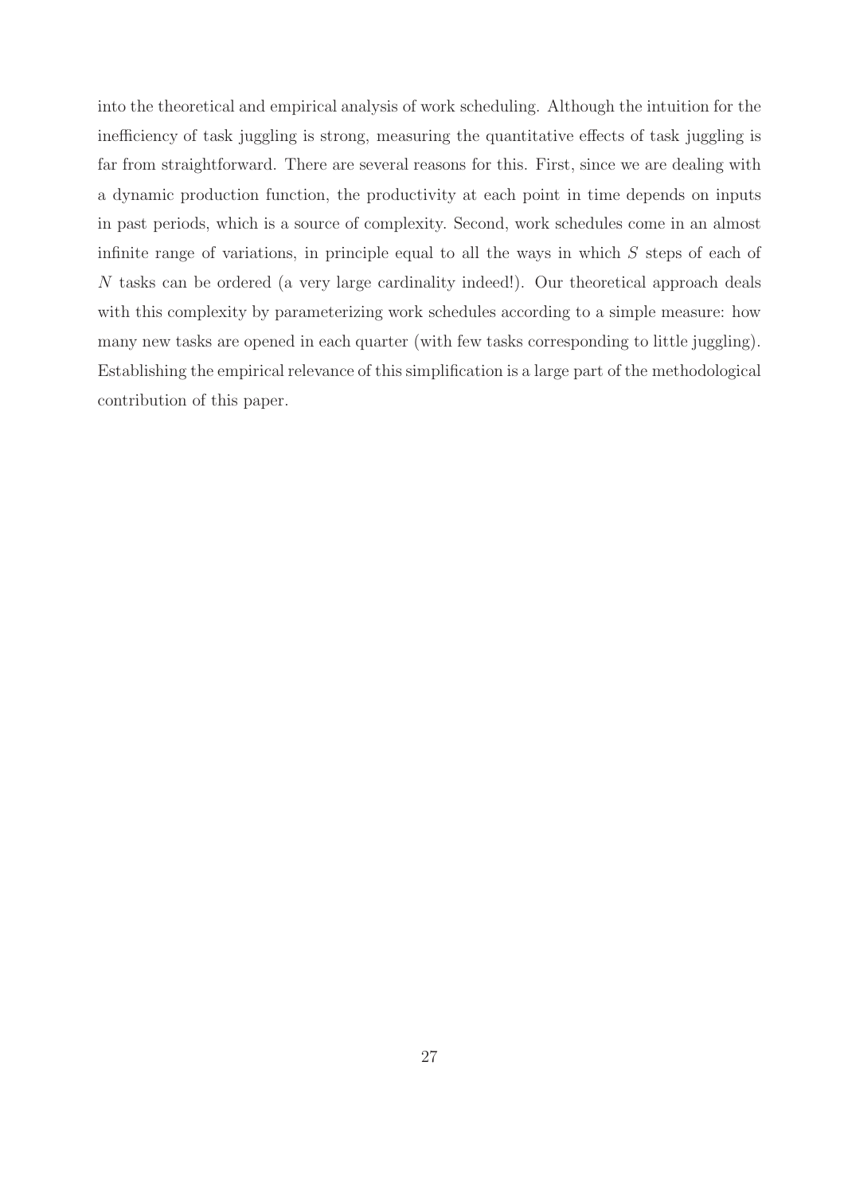into the theoretical and empirical analysis of work scheduling. Although the intuition for the inefficiency of task juggling is strong, measuring the quantitative effects of task juggling is far from straightforward. There are several reasons for this. First, since we are dealing with a dynamic production function, the productivity at each point in time depends on inputs in past periods, which is a source of complexity. Second, work schedules come in an almost infinite range of variations, in principle equal to all the ways in which $S$ steps of each of $N$ tasks can be ordered (a very large cardinality indeed!). Our theoretical approach deals with this complexity by parameterizing work schedules according to a simple measure: how many new tasks are opened in each quarter (with few tasks corresponding to little juggling). Establishing the empirical relevance of this simplification is a large part of the methodological contribution of this paper.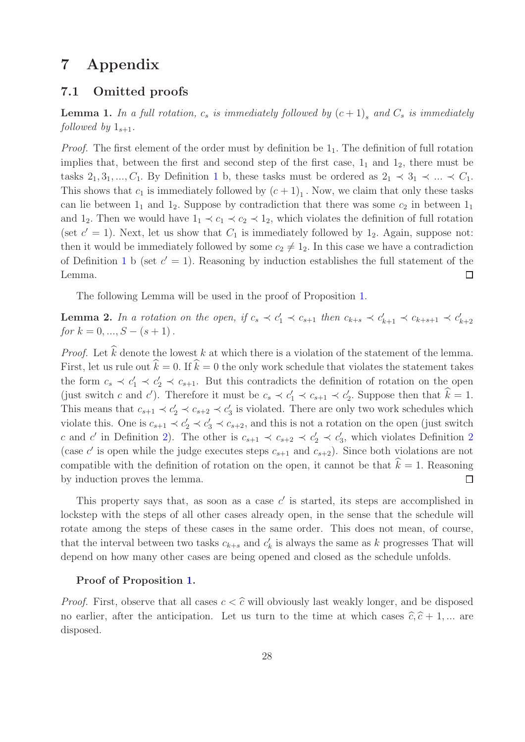# 7 Appendix

## 7.1 Omitted proofs

**Lemma 1.** *In a full rotation, $c_s$ is immediately followed by $(c+1)_s$ and $C_s$ is immediately followed by $1_{s+1}$.*

*Proof.* The first element of the order must by definition be $1_1$. The definition of full rotation implies that, between the first and second step of the first case, $1_1$ and $1_2$, there must be tasks $2_1, 3_1, ..., C_1$. By Definition 1 b, these tasks must be ordered as $2_1 \prec 3_1 \prec ... \prec C_1$. This shows that $c_1$ is immediately followed by $(c+1)_1$. Now, we claim that only these tasks can lie between $1_1$ and $1_2$. Suppose by contradiction that there was some $c_2$ in between $1_1$ and $1_2$. Then we would have $1_1 \prec c_1 \prec c_2 \prec 1_2$, which violates the definition of full rotation (set $c' = 1$). Next, let us show that $C_1$ is immediately followed by $1_2$. Again, suppose not: then it would be immediately followed by some $c_2 \neq 1_2$. In this case we have a contradiction of Definition 1 b (set $c' = 1$). Reasoning by induction establishes the full statement of the Lemma. $\square$

The following Lemma will be used in the proof of Proposition 1.

**Lemma 2.** *In a rotation on the open, if $c_s \prec c'_1 \prec c_{s+1}$ then $c_{k+s} \prec c'_{k+1} \prec c_{k+s+1} \prec c'_{k+2}$ for $k = 0, ..., S - (s+1)$.*

*Proof.* Let $\widehat{k}$ denote the lowest $k$ at which there is a violation of the statement of the lemma. First, let us rule out $\widehat{k} = 0$. If $\widehat{k} = 0$ the only work schedule that violates the statement takes the form $c_s \prec c'_1 \prec c'_2 \prec c_{s+1}$. But this contradicts the definition of rotation on the open (just switch $c$ and $c'$). Therefore it must be $c_s \prec c'_1 \prec c_{s+1} \prec c'_2$. Suppose then that $\widehat{k} = 1$. This means that $c_{s+1} \prec c'_2 \prec c_{s+2} \prec c'_3$ is violated. There are only two work schedules which violate this. One is $c_{s+1} \prec c'_2 \prec c'_3 \prec c_{s+2}$, and this is not a rotation on the open (just switch $c$ and $c'$ in Definition 2). The other is $c_{s+1} \prec c_{s+2} \prec c'_2 \prec c'_3$, which violates Definition 2 (case $c'$ is open while the judge executes steps $c_{s+1}$ and $c_{s+2}$). Since both violations are not compatible with the definition of rotation on the open, it cannot be that $\widehat{k} = 1$. Reasoning by induction proves the lemma. $\square$

This property says that, as soon as a case $c'$ is started, its steps are accomplished in lockstep with the steps of all other cases already open, in the sense that the schedule will rotate among the steps of these cases in the same order. This does not mean, of course, that the interval between two tasks $c_{k+s}$ and $c'_k$ is always the same as $k$ progresses That will depend on how many other cases are being opened and closed as the schedule unfolds.

**Proof of Proposition 1.**

*Proof.* First, observe that all cases $c < \widehat{c}$ will obviously last weakly longer, and be disposed no earlier, after the anticipation. Let us turn to the time at which cases $\widehat{c}, \widehat{c}+1, ...$ are disposed.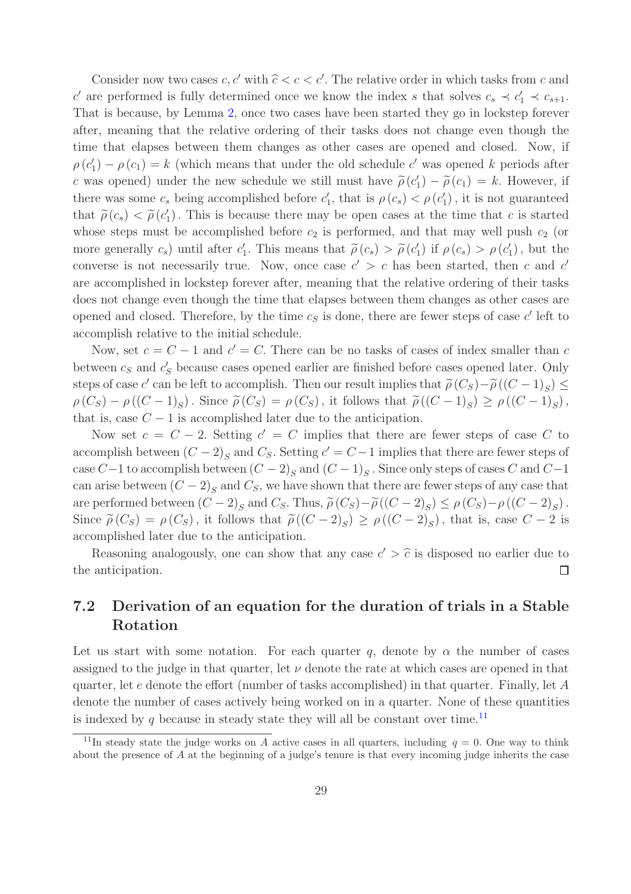Consider now two cases $c, c'$ with $\widehat{c} < c < c'$. The relative order in which tasks from $c$ and $c'$ are performed is fully determined once we know the index $s$ that solves $c_s \prec c'_1 \prec c_{s+1}$. That is because, by Lemma 2, once two cases have been started they go in lockstep forever after, meaning that the relative ordering of their tasks does not change even though the time that elapses between them changes as other cases are opened and closed. Now, if $\rho(c'_1) - \rho(c_1) = k$ (which means that under the old schedule $c'$ was opened $k$ periods after $c$ was opened) under the new schedule we still must have $\widetilde{\rho}(c'_1) - \widetilde{\rho}(c_1) = k$. However, if there was some $c_s$ being accomplished before $c'_1$, that is $\rho(c_s) < \rho(c'_1)$, it is not guaranteed that $\widetilde{\rho}(c_s) < \widetilde{\rho}(c'_1)$. This is because there may be open cases at the time that $c$ is started whose steps must be accomplished before $c_2$ is performed, and that may well push $c_2$ (or more generally $c_s$) until after $c'_1$. This means that $\widetilde{\rho}(c_s) > \widetilde{\rho}(c'_1)$ if $\rho(c_s) > \rho(c'_1)$, but the converse is not necessarily true. Now, once case $c' > c$ has been started, then $c$ and $c'$ are accomplished in lockstep forever after, meaning that the relative ordering of their tasks does not change even though the time that elapses between them changes as other cases are opened and closed. Therefore, by the time $c_S$ is done, there are fewer steps of case $c'$ left to accomplish relative to the initial schedule.

Now, set $c = C - 1$ and $c' = C$. There can be no tasks of cases of index smaller than $c$ between $c_S$ and $c'_S$ because cases opened earlier are finished before cases opened later. Only steps of case $c'$ can be left to accomplish. Then our result implies that $\widetilde{\rho}(C_S) - \widetilde{\rho}((C-1)_S) \leq \rho(C_S) - \rho((C-1)_S)$. Since $\widetilde{\rho}(C_S) = \rho(C_S)$, it follows that $\widetilde{\rho}((C-1)_S) \geq \rho((C-1)_S)$, that is, case $C - 1$ is accomplished later due to the anticipation.

Now set $c = C - 2$. Setting $c' = C$ implies that there are fewer steps of case $C$ to accomplish between $(C-2)_S$ and $C_S$. Setting $c' = C - 1$ implies that there are fewer steps of case $C - 1$ to accomplish between $(C-2)_S$ and $(C-1)_S$. Since only steps of cases $C$ and $C - 1$ can arise between $(C-2)_S$ and $C_S$, we have shown that there are fewer steps of any case that are performed between $(C-2)_S$ and $C_S$. Thus, $\widetilde{\rho}(C_S) - \widetilde{\rho}((C-2)_S) \leq \rho(C_S) - \rho((C-2)_S)$. Since $\widetilde{\rho}(C_S) = \rho(C_S)$, it follows that $\widetilde{\rho}((C-2)_S) \geq \rho((C-2)_S)$, that is, case $C - 2$ is accomplished later due to the anticipation.

Reasoning analogously, one can show that any case $c' > \widehat{c}$ is disposed no earlier due to the anticipation. $\square$

## 7.2 Derivation of an equation for the duration of trials in a Stable Rotation

Let us start with some notation. For each quarter $q$, denote by $\alpha$ the number of cases assigned to the judge in that quarter, let $\nu$ denote the rate at which cases are opened in that quarter, let $e$ denote the effort (number of tasks accomplished) in that quarter. Finally, let $A$ denote the number of cases actively being worked on in a quarter. None of these quantities is indexed by $q$ because in steady state they will all be constant over time.[11]

[11] In steady state the judge works on $A$ active cases in all quarters, including $q = 0$. One way to think about the presence of $A$ at the beginning of a judge's tenure is that every incoming judge inherits the case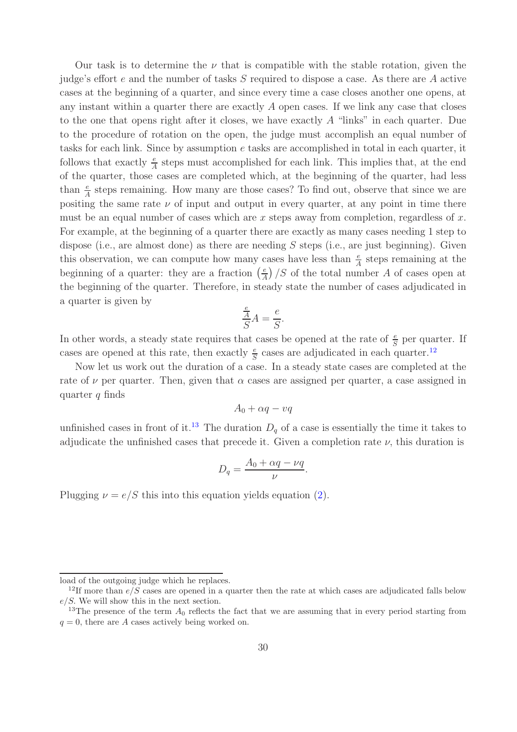Our task is to determine the $\nu$ that is compatible with the stable rotation, given the judge's effort $e$ and the number of tasks $S$ required to dispose a case. As there are $A$ active cases at the beginning of a quarter, and since every time a case closes another one opens, at any instant within a quarter there are exactly $A$ open cases. If we link any case that closes to the one that opens right after it closes, we have exactly $A$ "links" in each quarter. Due to the procedure of rotation on the open, the judge must accomplish an equal number of tasks for each link. Since by assumption $e$ tasks are accomplished in total in each quarter, it follows that exactly $\frac{e}{A}$ steps must accomplished for each link. This implies that, at the end of the quarter, those cases are completed which, at the beginning of the quarter, had less than $\frac{e}{A}$ steps remaining. How many are those cases? To find out, observe that since we are positing the same rate $\nu$ of input and output in every quarter, at any point in time there must be an equal number of cases which are $x$ steps away from completion, regardless of $x$. For example, at the beginning of a quarter there are exactly as many cases needing 1 step to dispose (i.e., are almost done) as there are needing $S$ steps (i.e., are just beginning). Given this observation, we can compute how many cases have less than $\frac{e}{A}$ steps remaining at the beginning of a quarter: they are a fraction $\left(\frac{e}{A}\right)/S$ of the total number $A$ of cases open at the beginning of the quarter. Therefore, in steady state the number of cases adjudicated in a quarter is given by

$$\frac{\frac{e}{A}}{S}A = \frac{e}{S}.$$

In other words, a steady state requires that cases be opened at the rate of $\frac{e}{S}$ per quarter. If cases are opened at this rate, then exactly $\frac{e}{S}$ cases are adjudicated in each quarter.[12]

Now let us work out the duration of a case. In a steady state cases are completed at the rate of $\nu$ per quarter. Then, given that $\alpha$ cases are assigned per quarter, a case assigned in quarter $q$ finds

$$A_0 + \alpha q - v q$$

unfinished cases in front of it.[13] The duration $D_q$ of a case is essentially the time it takes to adjudicate the unfinished cases that precede it. Given a completion rate $\nu$, this duration is

$$D_q = \frac{A_0 + \alpha q - \nu q}{\nu}.$$

Plugging $\nu = e/S$ this into this equation yields equation (2).

---

load of the outgoing judge which he replaces.

[12] If more than $e/S$ cases are opened in a quarter then the rate at which cases are adjudicated falls below $e/S$. We will show this in the next section.

[13] The presence of the term $A_0$ reflects the fact that we are assuming that in every period starting from $q = 0$, there are $A$ cases actively being worked on.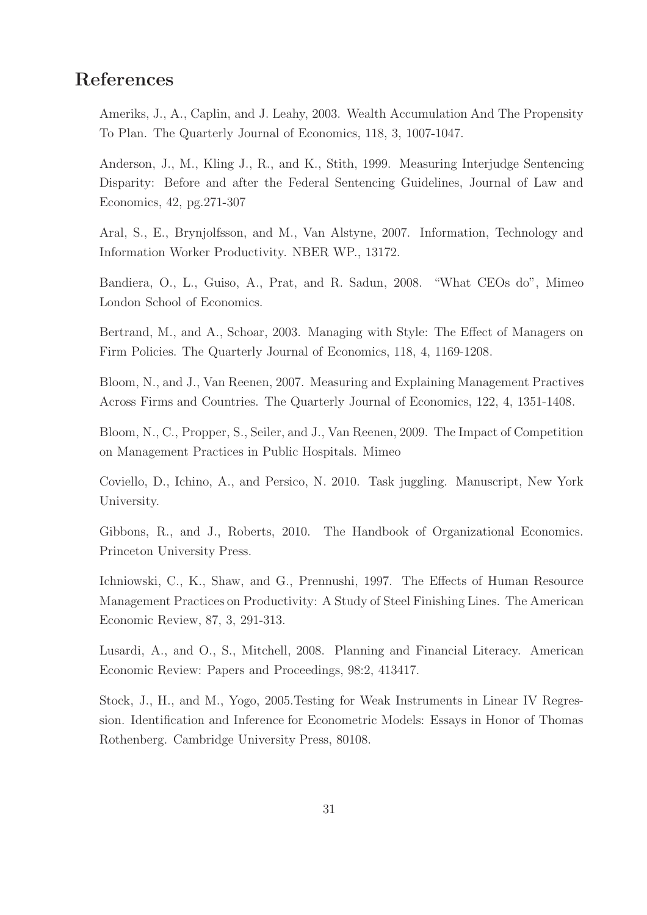## References

Ameriks, J., A., Caplin, and J. Leahy, 2003. Wealth Accumulation And The Propensity To Plan. The Quarterly Journal of Economics, 118, 3, 1007-1047.

Anderson, J., M., Kling J., R., and K., Stith, 1999. Measuring Interjudge Sentencing Disparity: Before and after the Federal Sentencing Guidelines, Journal of Law and Economics, 42, pg.271-307

Aral, S., E., Brynjolfsson, and M., Van Alstyne, 2007. Information, Technology and Information Worker Productivity. NBER WP., 13172.

Bandiera, O., L., Guiso, A., Prat, and R. Sadun, 2008. "What CEOs do", Mimeo London School of Economics.

Bertrand, M., and A., Schoar, 2003. Managing with Style: The Effect of Managers on Firm Policies. The Quarterly Journal of Economics, 118, 4, 1169-1208.

Bloom, N., and J., Van Reenen, 2007. Measuring and Explaining Management Practives Across Firms and Countries. The Quarterly Journal of Economics, 122, 4, 1351-1408.

Bloom, N., C., Propper, S., Seiler, and J., Van Reenen, 2009. The Impact of Competition on Management Practices in Public Hospitals. Mimeo

Coviello, D., Ichino, A., and Persico, N. 2010. Task juggling. Manuscript, New York University.

Gibbons, R., and J., Roberts, 2010. The Handbook of Organizational Economics. Princeton University Press.

Ichniowski, C., K., Shaw, and G., Prennushi, 1997. The Effects of Human Resource Management Practices on Productivity: A Study of Steel Finishing Lines. The American Economic Review, 87, 3, 291-313.

Lusardi, A., and O., S., Mitchell, 2008. Planning and Financial Literacy. American Economic Review: Papers and Proceedings, 98:2, 413417.

Stock, J., H., and M., Yogo, 2005.Testing for Weak Instruments in Linear IV Regression. Identification and Inference for Econometric Models: Essays in Honor of Thomas Rothenberg. Cambridge University Press, 80108.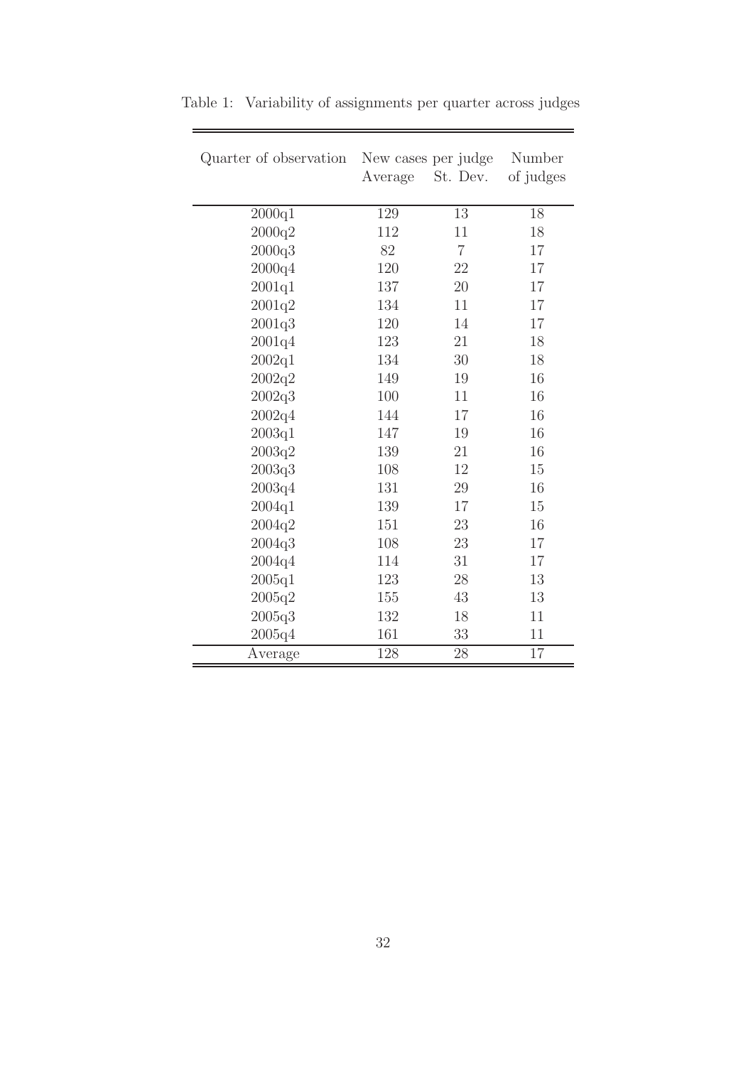Table 1: Variability of assignments per quarter across judges

| Quarter of observation | New cases per judge | | Number |
|---|---|---|---|
| | Average | St. Dev. | of judges |
| 2000q1 | 129 | 13 | 18 |
| 2000q2 | 112 | 11 | 18 |
| 2000q3 | 82 | 7 | 17 |
| 2000q4 | 120 | 22 | 17 |
| 2001q1 | 137 | 20 | 17 |
| 2001q2 | 134 | 11 | 17 |
| 2001q3 | 120 | 14 | 17 |
| 2001q4 | 123 | 21 | 18 |
| 2002q1 | 134 | 30 | 18 |
| 2002q2 | 149 | 19 | 16 |
| 2002q3 | 100 | 11 | 16 |
| 2002q4 | 144 | 17 | 16 |
| 2003q1 | 147 | 19 | 16 |
| 2003q2 | 139 | 21 | 16 |
| 2003q3 | 108 | 12 | 15 |
| 2003q4 | 131 | 29 | 16 |
| 2004q1 | 139 | 17 | 15 |
| 2004q2 | 151 | 23 | 16 |
| 2004q3 | 108 | 23 | 17 |
| 2004q4 | 114 | 31 | 17 |
| 2005q1 | 123 | 28 | 13 |
| 2005q2 | 155 | 43 | 13 |
| 2005q3 | 132 | 18 | 11 |
| 2005q4 | 161 | 33 | 11 |
| Average | 128 | 28 | 17 |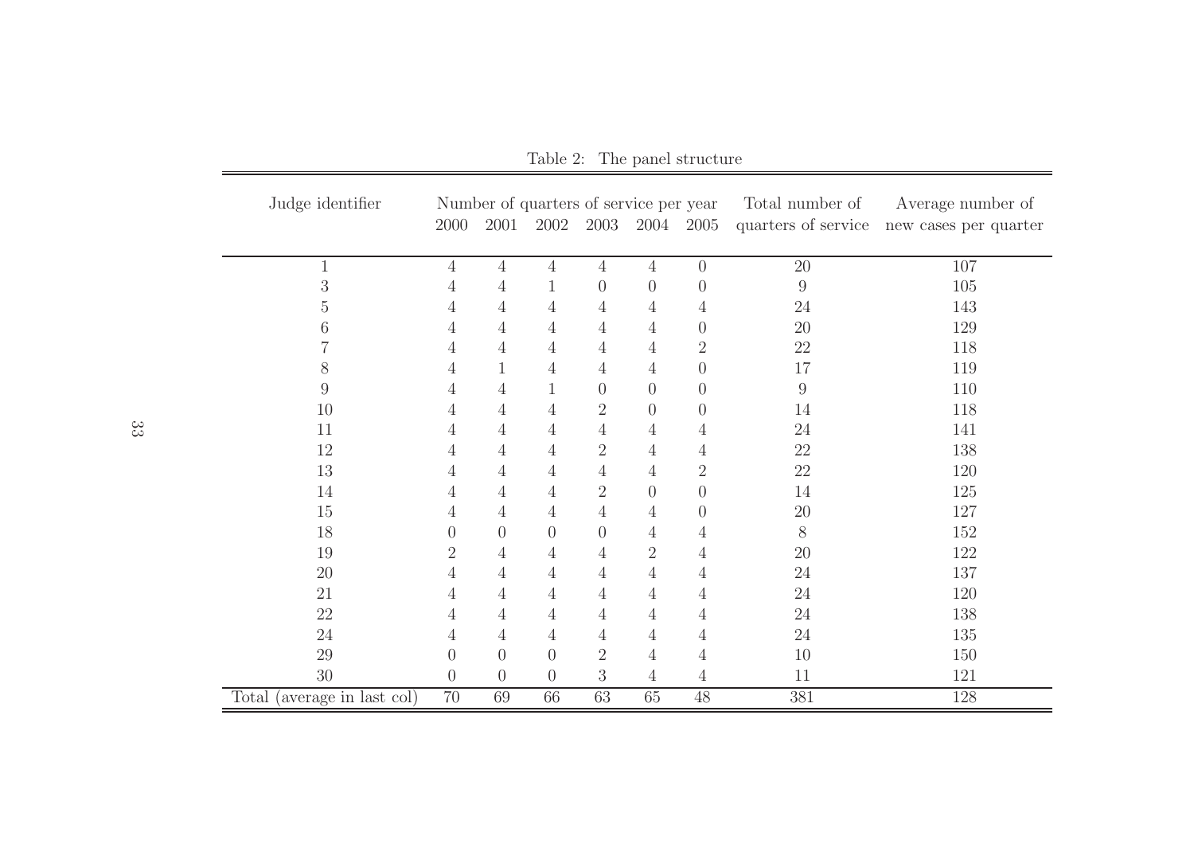Table 2: The panel structure

| Judge identifier | Number of quarters of service per year | | | | | | Total number of quarters of service | Average number of new cases per quarter |
|---|---|---|---|---|---|---|---|---|
| | 2000 | 2001 | 2002 | 2003 | 2004 | 2005 | | |
| 1 | 4 | 4 | 4 | 4 | 4 | 0 | 20 | 107 |
| 3 | 4 | 4 | 1 | 0 | 0 | 0 | 9 | 105 |
| 5 | 4 | 4 | 4 | 4 | 4 | 4 | 24 | 143 |
| 6 | 4 | 4 | 4 | 4 | 4 | 0 | 20 | 129 |
| 7 | 4 | 4 | 4 | 4 | 4 | 2 | 22 | 118 |
| 8 | 4 | 1 | 4 | 4 | 4 | 0 | 17 | 119 |
| 9 | 4 | 4 | 1 | 0 | 0 | 0 | 9 | 110 |
| 10 | 4 | 4 | 4 | 2 | 0 | 0 | 14 | 118 |
| 11 | 4 | 4 | 4 | 4 | 4 | 4 | 24 | 141 |
| 12 | 4 | 4 | 4 | 2 | 4 | 4 | 22 | 138 |
| 13 | 4 | 4 | 4 | 4 | 4 | 2 | 22 | 120 |
| 14 | 4 | 4 | 4 | 2 | 0 | 0 | 14 | 125 |
| 15 | 4 | 4 | 4 | 4 | 4 | 0 | 20 | 127 |
| 18 | 0 | 0 | 0 | 0 | 4 | 4 | 8 | 152 |
| 19 | 2 | 4 | 4 | 4 | 2 | 4 | 20 | 122 |
| 20 | 4 | 4 | 4 | 4 | 4 | 4 | 24 | 137 |
| 21 | 4 | 4 | 4 | 4 | 4 | 4 | 24 | 120 |
| 22 | 4 | 4 | 4 | 4 | 4 | 4 | 24 | 138 |
| 24 | 4 | 4 | 4 | 4 | 4 | 4 | 24 | 135 |
| 29 | 0 | 0 | 0 | 2 | 4 | 4 | 10 | 150 |
| 30 | 0 | 0 | 0 | 3 | 4 | 4 | 11 | 121 |
| Total (average in last col) | 70 | 69 | 66 | 63 | 65 | 48 | 381 | 128 |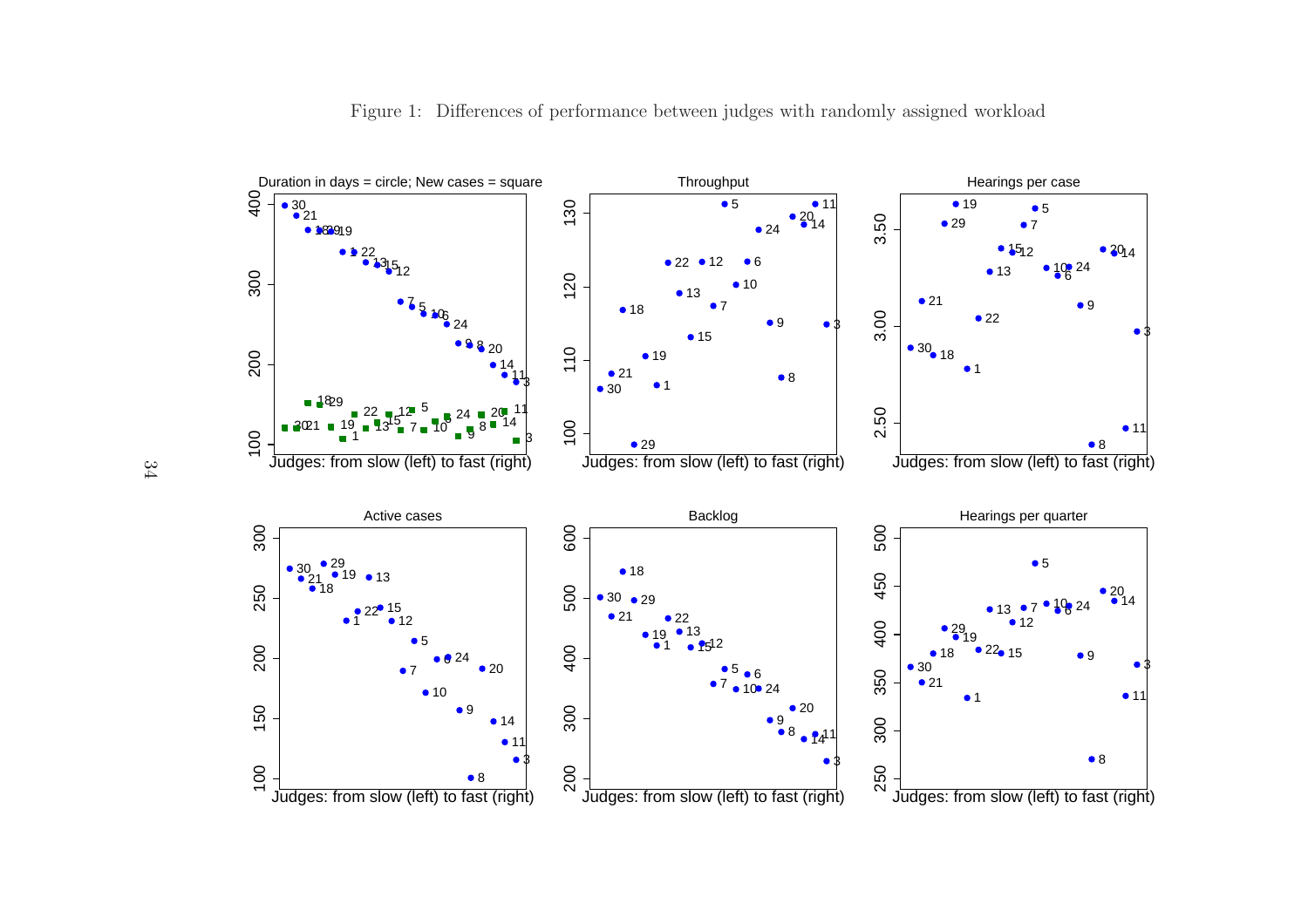Figure 1: Differences of performance between judges with randomly assigned workload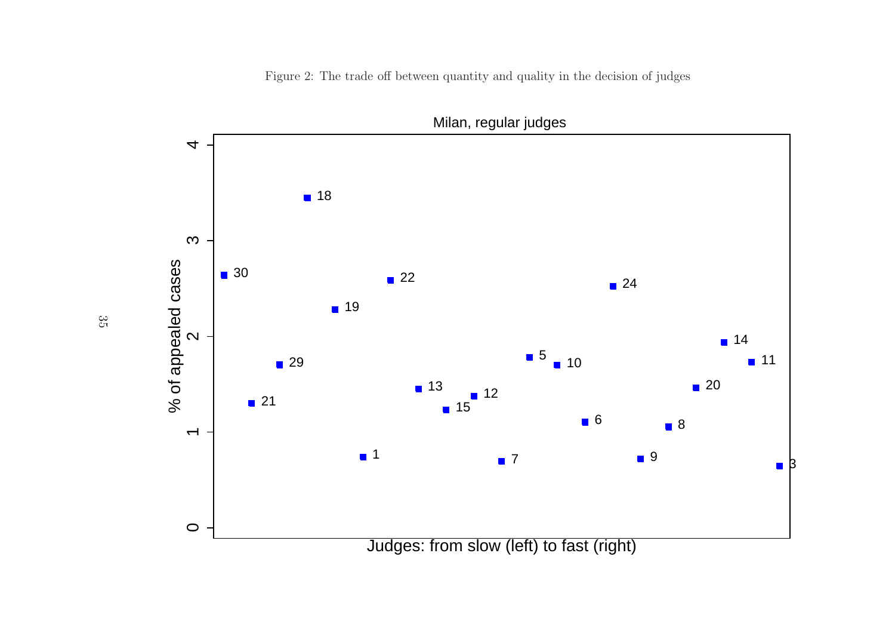Figure 2: The trade off between quantity and quality in the decision of judges

Milan, regular judges

% of appealed cases

Judges: from slow (left) to fast (right)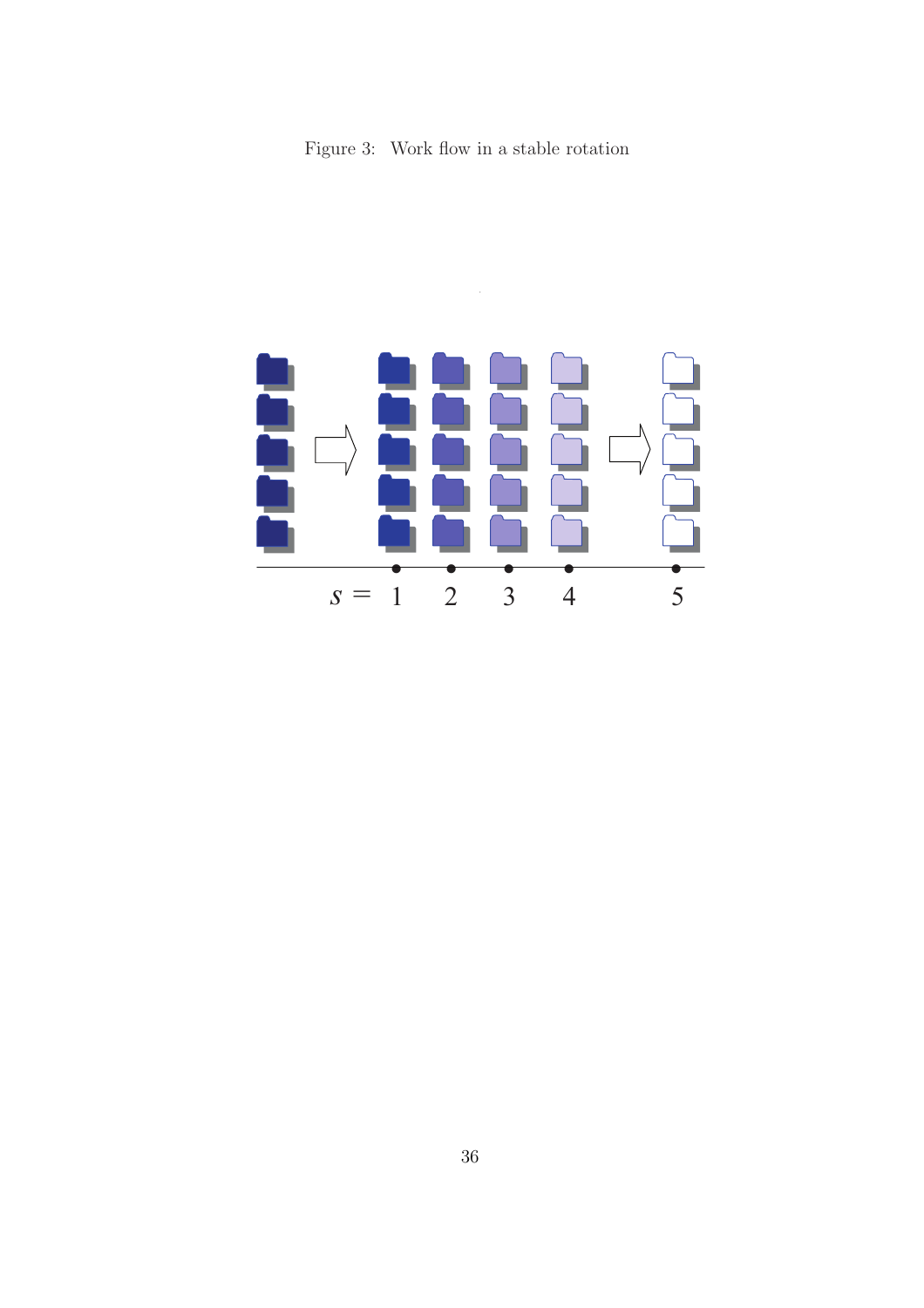Figure 3: Work flow in a stable rotation

$s =$ 1 2 3 4 5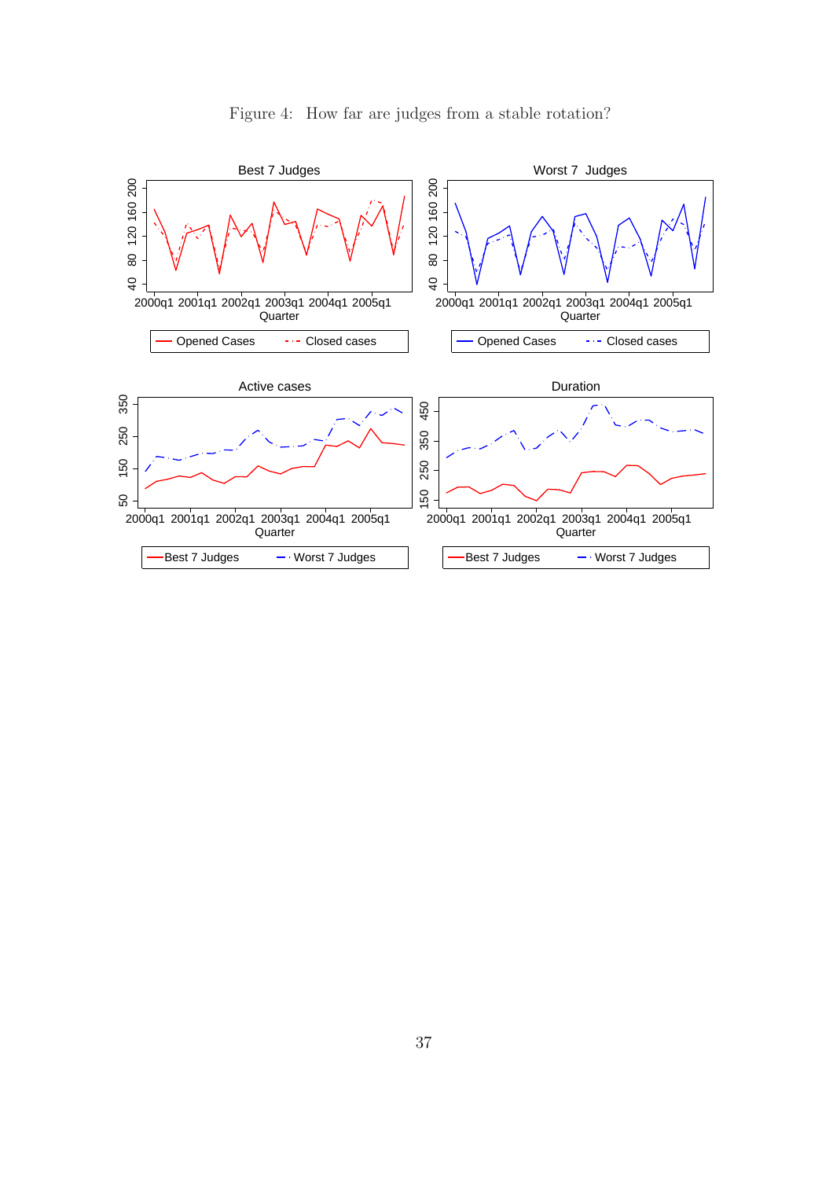Figure 4: How far are judges from a stable rotation?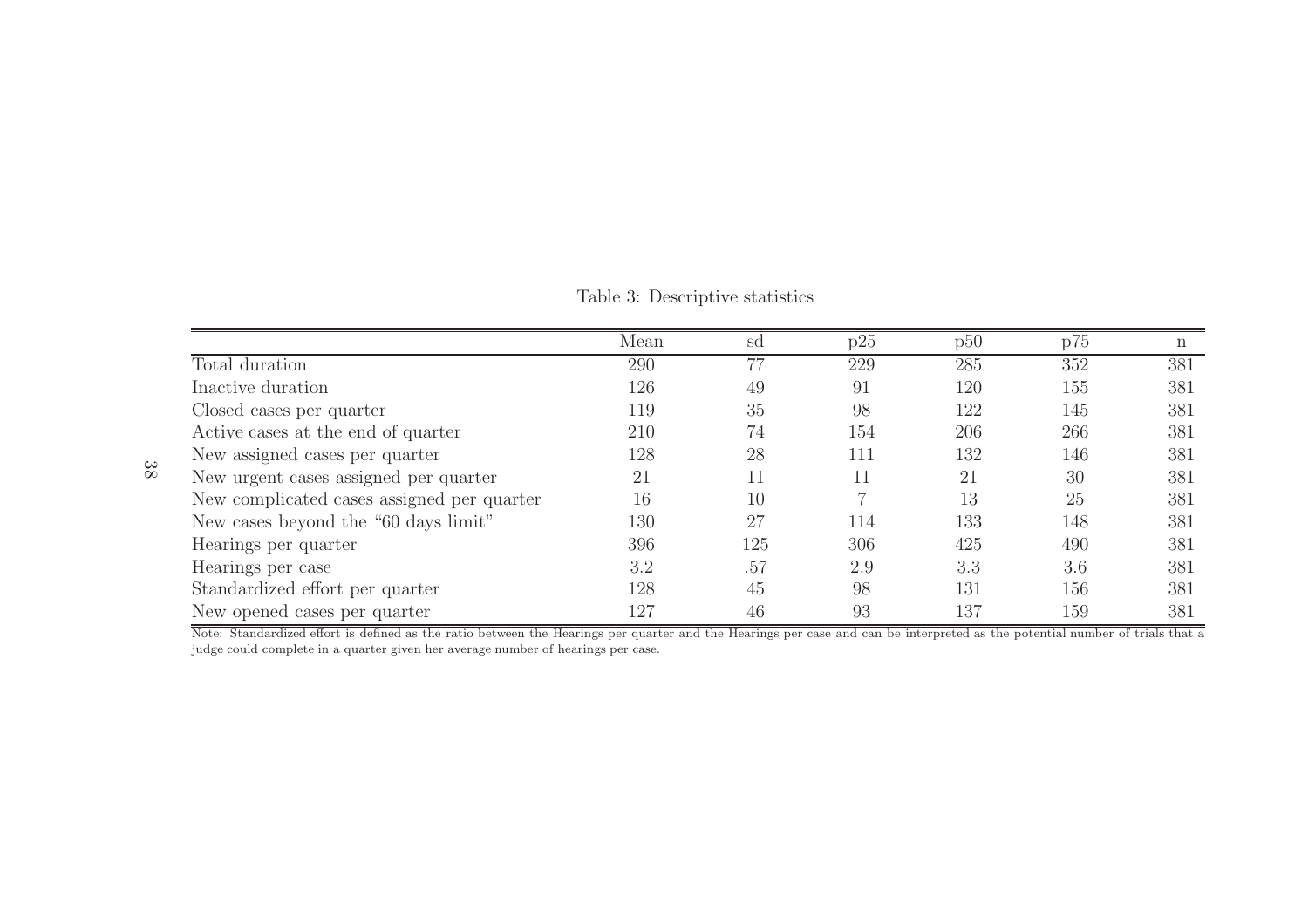Table 3: Descriptive statistics

| | Mean | sd | p25 | p50 | p75 | n |
|---|---|---|---|---|---|---|
| Total duration | 290 | 77 | 229 | 285 | 352 | 381 |
| Inactive duration | 126 | 49 | 91 | 120 | 155 | 381 |
| Closed cases per quarter | 119 | 35 | 98 | 122 | 145 | 381 |
| Active cases at the end of quarter | 210 | 74 | 154 | 206 | 266 | 381 |
| New assigned cases per quarter | 128 | 28 | 111 | 132 | 146 | 381 |
| New urgent cases assigned per quarter | 21 | 11 | 11 | 21 | 30 | 381 |
| New complicated cases assigned per quarter | 16 | 10 | 7 | 13 | 25 | 381 |
| New cases beyond the "60 days limit" | 130 | 27 | 114 | 133 | 148 | 381 |
| Hearings per quarter | 396 | 125 | 306 | 425 | 490 | 381 |
| Hearings per case | 3.2 | .57 | 2.9 | 3.3 | 3.6 | 381 |
| Standardized effort per quarter | 128 | 45 | 98 | 131 | 156 | 381 |
| New opened cases per quarter | 127 | 46 | 93 | 137 | 159 | 381 |

Note: Standardized effort is defined as the ratio between the Hearings per quarter and the Hearings per case and can be interpreted as the potential number of trials that a judge could complete in a quarter given her average number of hearings per case.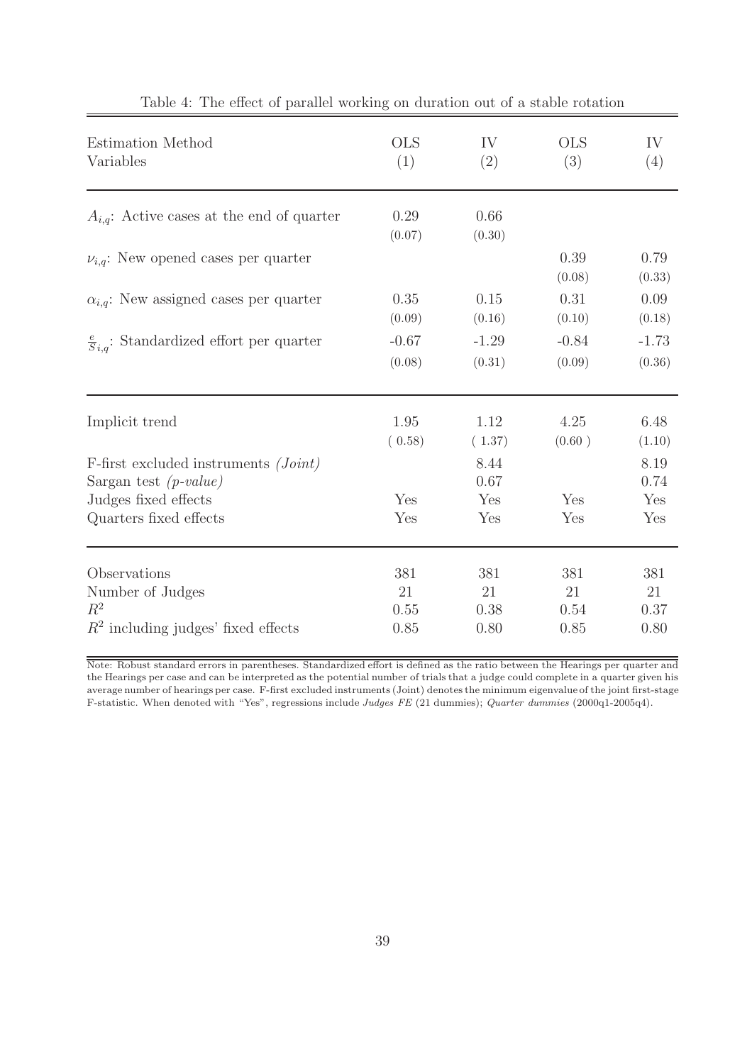Table 4: The effect of parallel working on duration out of a stable rotation

| Estimation Method<br>Variables | OLS<br>(1) | IV<br>(2) | OLS<br>(3) | IV<br>(4) |
|---|---|---|---|---|
| $A_{i,q}$: Active cases at the end of quarter | 0.29<br>(0.07) | 0.66<br>(0.30) | | |
| $\nu_{i,q}$: New opened cases per quarter | | | 0.39<br>(0.08) | 0.79<br>(0.33) |
| $\alpha_{i,q}$: New assigned cases per quarter | 0.35<br>(0.09) | 0.15<br>(0.16) | 0.31<br>(0.10) | 0.09<br>(0.18) |
| $\frac{e}{S}_{i,q}$: Standardized effort per quarter | -0.67<br>(0.08) | -1.29<br>(0.31) | -0.84<br>(0.09) | -1.73<br>(0.36) |
| Implicit trend | 1.95<br>( 0.58) | 1.12<br>( 1.37) | 4.25<br>(0.60 ) | 6.48<br>(1.10) |
| F-first excluded instruments *(Joint)* | | 8.44 | | 8.19 |
| Sargan test *(p-value)* | | 0.67 | | 0.74 |
| Judges fixed effects | Yes | Yes | Yes | Yes |
| Quarters fixed effects | Yes | Yes | Yes | Yes |
| Observations | 381 | 381 | 381 | 381 |
| Number of Judges | 21 | 21 | 21 | 21 |
| $R^2$ | 0.55 | 0.38 | 0.54 | 0.37 |
| $R^2$ including judges' fixed effects | 0.85 | 0.80 | 0.85 | 0.80 |

Note: Robust standard errors in parentheses. Standardized effort is defined as the ratio between the Hearings per quarter and the Hearings per case and can be interpreted as the potential number of trials that a judge could complete in a quarter given his average number of hearings per case. F-first excluded instruments (Joint) denotes the minimum eigenvalue of the joint first-stage F-statistic. When denoted with "Yes", regressions include *Judges FE* (21 dummies); *Quarter dummies* (2000q1-2005q4).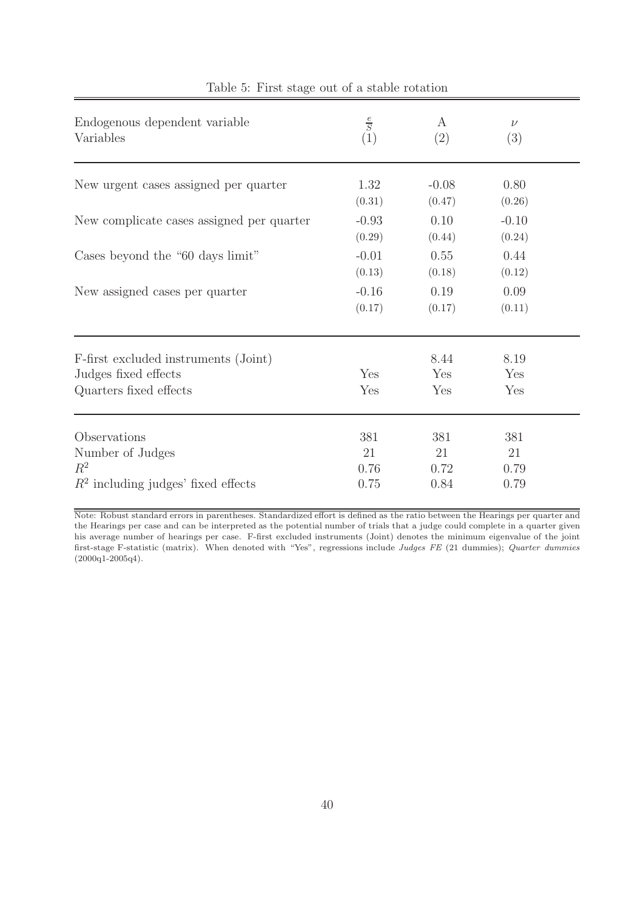Table 5: First stage out of a stable rotation

| Endogenous dependent variable<br>Variables | $\frac{e}{S}$<br>(1) | A<br>(2) | $\nu$<br>(3) |
|---|---|---|---|
| New urgent cases assigned per quarter | 1.32<br>(0.31) | -0.08<br>(0.47) | 0.80<br>(0.26) |
| New complicate cases assigned per quarter | -0.93<br>(0.29) | 0.10<br>(0.44) | -0.10<br>(0.24) |
| Cases beyond the "60 days limit" | -0.01<br>(0.13) | 0.55<br>(0.18) | 0.44<br>(0.12) |
| New assigned cases per quarter | -0.16<br>(0.17) | 0.19<br>(0.17) | 0.09<br>(0.11) |
| F-first excluded instruments (Joint) | | 8.44 | 8.19 |
| Judges fixed effects | Yes | Yes | Yes |
| Quarters fixed effects | Yes | Yes | Yes |
| Observations | 381 | 381 | 381 |
| Number of Judges | 21 | 21 | 21 |
| $R^2$ | 0.76 | 0.72 | 0.79 |
| $R^2$ including judges' fixed effects | 0.75 | 0.84 | 0.79 |

Note: Robust standard errors in parentheses. Standardized effort is defined as the ratio between the Hearings per quarter and the Hearings per case and can be interpreted as the potential number of trials that a judge could complete in a quarter given his average number of hearings per case. F-first excluded instruments (Joint) denotes the minimum eigenvalue of the joint first-stage F-statistic (matrix). When denoted with "Yes", regressions include *Judges FE* (21 dummies); *Quarter dummies* (2000q1-2005q4).